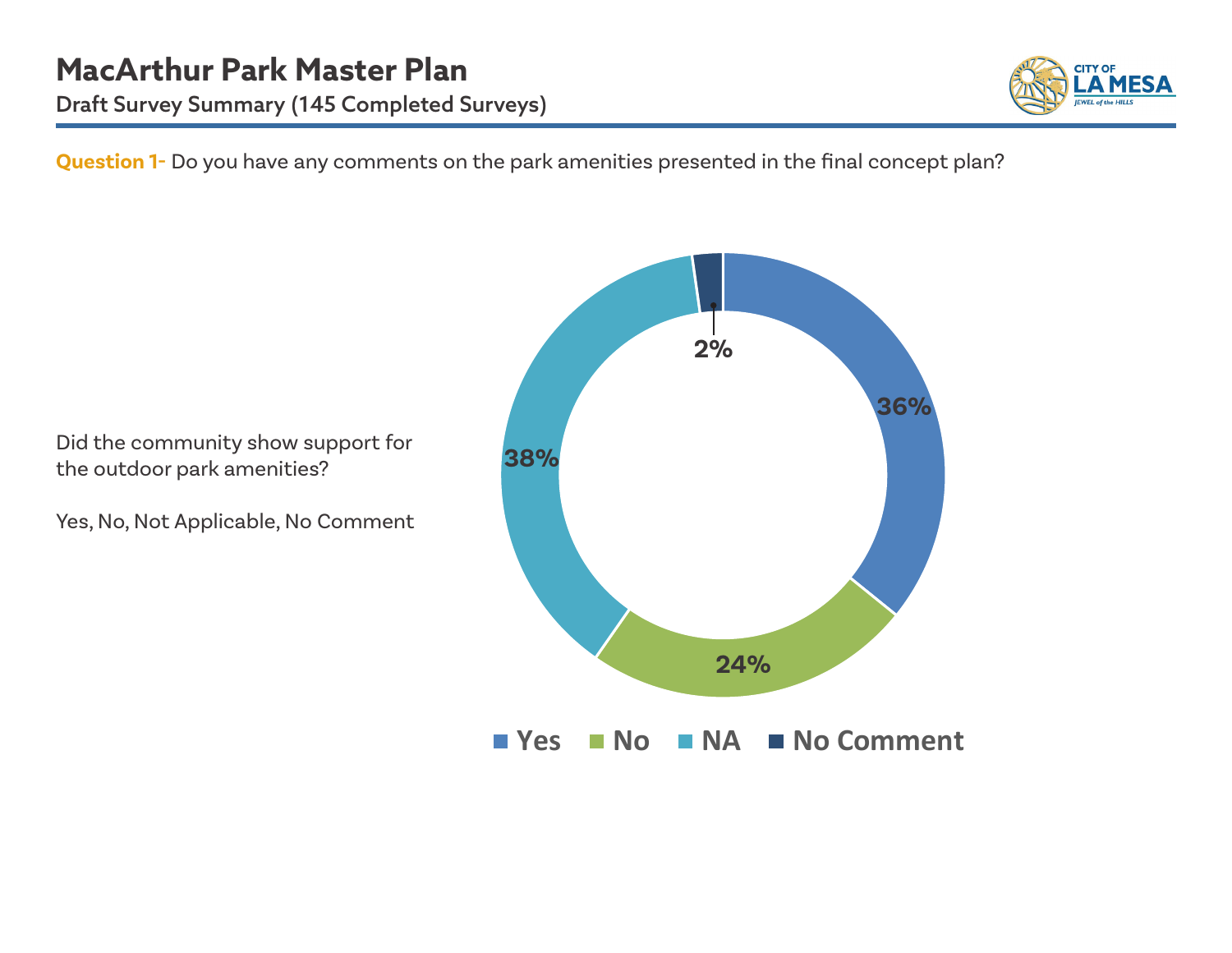# MacArthur Park Master Plan

**Draft Survey Summary (145 Completed Surveys)**

**Question 1-** Do you have any comments on the park amenities presented in the final concept plan?

Did the community show support for the outdoor park amenities?

Yes, No, Not Applicable, No Comment

| Response | Percentage |
| --- | --- |
| Yes | 36% |
| No | 24% |
| NA | 38% |
| No Comment | 2% |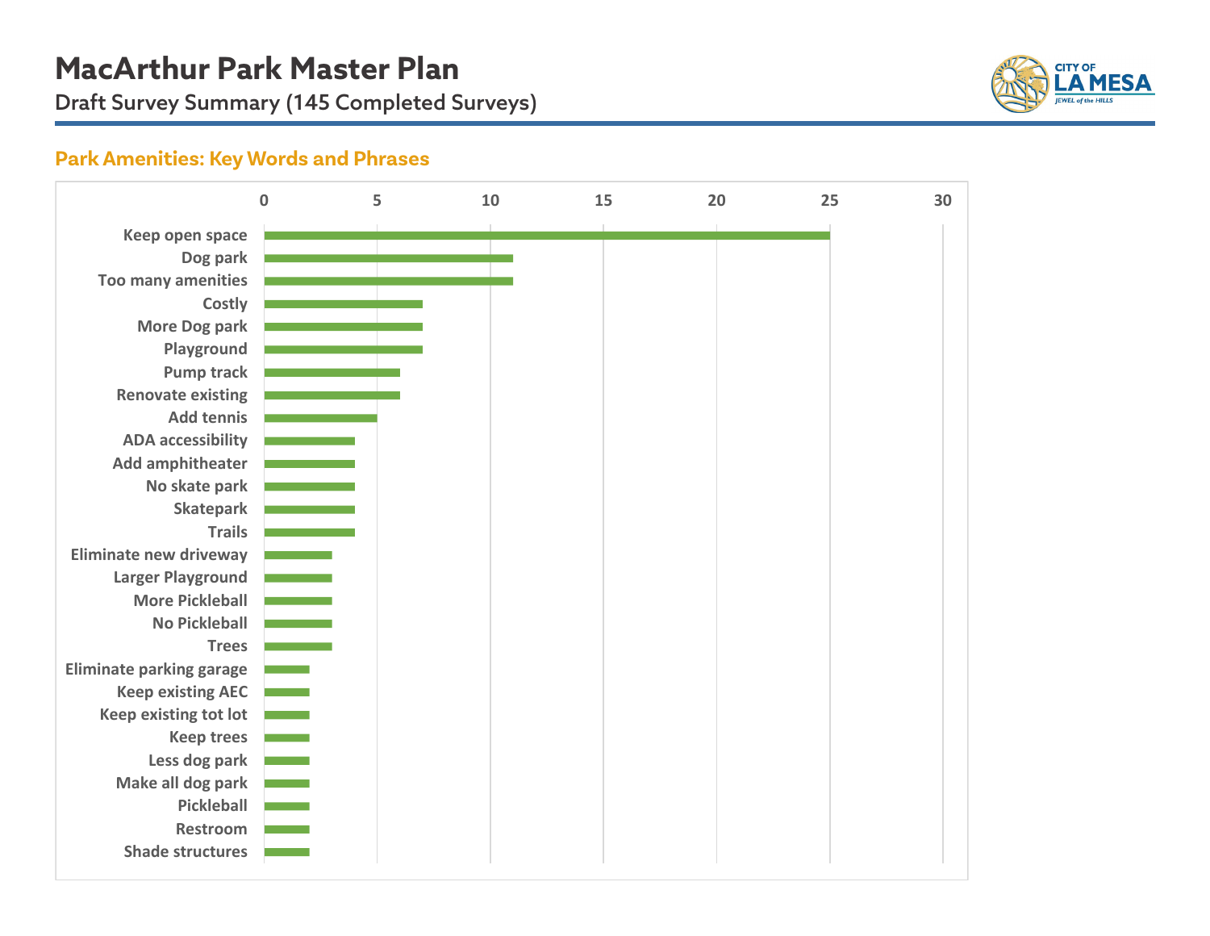# MacArthur Park Master Plan

Draft Survey Summary (145 Completed Surveys)

## Park Amenities: Key Words and Phrases

| Key Word / Phrase | Count |
|---|---|
| Keep open space | 25 |
| Dog park | 11 |
| Too many amenities | 11 |
| Costly | 7 |
| More Dog park | 7 |
| Playground | 7 |
| Pump track | 6 |
| Renovate existing | 6 |
| Add tennis | 5 |
| ADA accessibility | 4 |
| Add amphitheater | 4 |
| No skate park | 4 |
| Skatepark | 4 |
| Trails | 4 |
| Eliminate new driveway | 3 |
| Larger Playground | 3 |
| More Pickleball | 3 |
| No Pickleball | 3 |
| Trees | 3 |
| Eliminate parking garage | 2 |
| Keep existing AEC | 2 |
| Keep existing tot lot | 2 |
| Keep trees | 2 |
| Less dog park | 2 |
| Make all dog park | 2 |
| Pickleball | 2 |
| Restroom | 2 |
| Shade structures | 2 |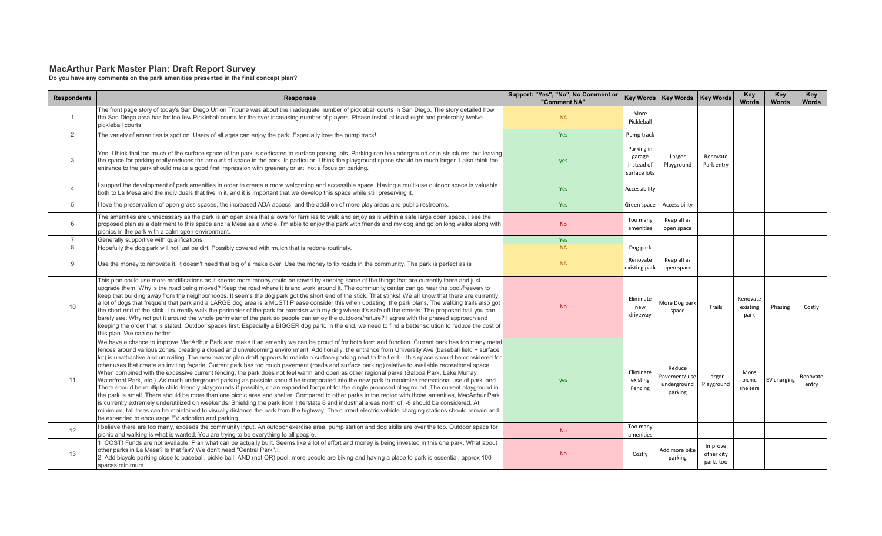## MacArthur Park Master Plan: Draft Report Survey

**Do you have any comments on the park amenities presented in the final concept plan?**

| Respondents | Responses | Support: "Yes", "No", No Comment or "Comment NA" | Key Words | Key Words | Key Words | Key Words | Key Words | Key Words |
|---|---|---|---|---|---|---|---|---|
| 1 | The front page story of today's San Diego Union Tribune was about the inadequate number of pickleball courts in San Diego. The story detailed how the San Diego area has far too few Pickleball courts for the ever increasing number of players. Please install at least eight and preferably twelve pickleball courts. | NA | More Pickleball | | | | | |
| 2 | The variety of amenities is spot on. Users of all ages can enjoy the park. Especially love the pump track! | Yes | Pump track | | | | | |
| 3 | Yes, I think that too much of the surface space of the park is dedicated to surface parking lots. Parking can be underground or in structures, but leaving the space for parking really reduces the amount of space in the park. In particular, I think the playground space should be much larger. I also think the entrance to the park should make a good first impression with greenery or art, not a focus on parking. | yes | Parking in garage instead of surface lots | Larger Playground | Renovate Park entry | | | |
| 4 | I support the development of park amenities in order to create a more welcoming and accessible space. Having a multi-use outdoor space is valuable both to La Mesa and the individuals that live in it, and it is important that we develop this space while still preserving it. | Yes | Accessibility | | | | | |
| 5 | I love the preservation of open grass spaces, the increased ADA access, and the addition of more play areas and public restrooms. | Yes | Green space | Accessibility | | | | |
| 6 | The amenities are unnecessary as the park is an open area that allows for families to walk and enjoy as is within a safe large open space. I see the proposed plan as a detriment to this space and la Mesa as a whole. I'm able to enjoy the park with friends and my dog and go on long walks along with picnics in the park with a calm open environment. | No | Too many amenities | Keep all as open space | | | | |
| 7 | Generally supportive with qualifications | Yes | | | | | | |
| 8 | Hopefully the dog park will not just be dirt. Possibly covered with mulch that is redone routinely. | NA | Dog park | | | | | |
| 9 | Use the money to renovate it, it doesn't need that big of a make over. Use the money to fix roads in the community. The park is perfect as is | NA | Renovate existing park | Keep all as open space | | | | |
| 10 | This plan could use more modifications as it seems more money could be saved by keeping some of the things that are currently there and just upgrade them. Why is the road being moved? Keep the road where it is and work around it. The community center can go near the pool/freeway to keep that building away from the neighborhoods. It seems the dog park got the short end of the stick. That stinks! We all know that there are currently a lot of dogs that frequent that park and a LARGE dog area is a MUST! Please consider this when updating the park plans. The walking trails also got the short end of the stick. I currently walk the perimeter of the park for exercise with my dog where it's safe off the streets. The proposed trail you can barely see. Why not put it around the whole perimeter of the park so people can enjoy the outdoors/nature? I agree with the phased approach and keeping the order that is stated. Outdoor spaces first. Especially a BIGGER dog park. In the end, we need to find a better solution to reduce the cost of this plan. We can do better. | No | Eliminate new driveway | More Dog park space | Trails | Renovate existing park | Phasing | Costly |
| 11 | We have a chance to improve MacArthur Park and make it an amenity we can be proud of for both form and function. Current park has too many metal fences around various zones, creating a closed and unwelcoming environment. Additionally, the entrance from University Ave (baseball field + surface lot) is unattractive and uninviting. The new master plan draft appears to maintain surface parking next to the field -- this space should be considered for other uses that create an inviting façade. Current park has too much pavement (roads and surface parking) relative to available recreational space. When combined with the excessive current fencing, the park does not feel warm and open as other regional parks (Balboa Park, Lake Murray, Waterfront Park, etc.). As much underground parking as possible should be incorporated into the new park to maximize recreational use of park land. There should be multiple child-friendly playgrounds if possible, or an expanded footprint for the single proposed playground. The current playground in the park is small. There should be more than one picnic area and shelter. Compared to other parks in the region with those amenities, MacArthur Park is currently extremely underutilized on weekends. Shielding the park from Interstate 8 and industrial areas north of I-8 should be considered. At minimum, tall trees can be maintained to visually distance the park from the highway. The current electric vehicle charging stations should remain and be expanded to encourage EV adoption and parking. | yes | Eliminate existing Fencing | Reduce Pavement/ use underground parking | Larger Playground | More picnic shelters | EV charging | Renovate entry |
| 12 | I believe there are too many, exceeds the community input. An outdoor exercise area, pump station and dog skills are over the top. Outdoor space for picnic and walking is what is wanted. You are trying to be everything to all people. | No | Too many amenities | | | | | |
| 13 | 1. COST! Funds are not available. Plan what can be actually built. Seems like a lot of effort and money is being invested in this one park. What about other parks in La Mesa? Is that fair? We don't need "Central Park".<br>2. Add bicycle parking close to baseball, pickle ball, AND (not OR) pool, more people are biking and having a place to park is essential, approx 100 spaces minimum | No | Costly | Add more bike parking | Improve other city parks too | | | |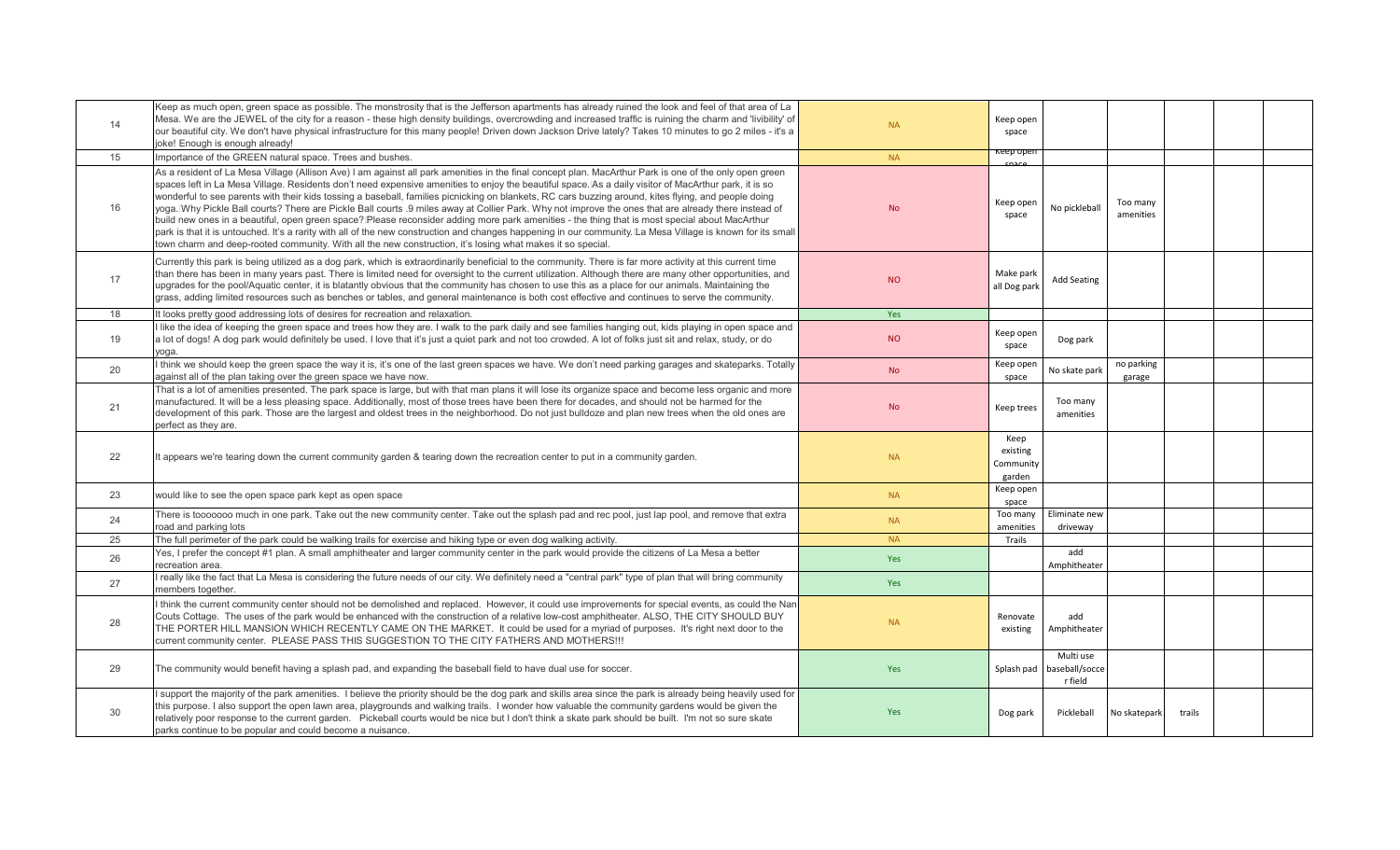| 14 | Keep as much open, green space as possible. The monstrosity that is the Jefferson apartments has already ruined the look and feel of that area of La Mesa. We are the JEWEL of the city for a reason - these high density buildings, overcrowding and increased traffic is ruining the charm and 'livibility' of our beautiful city. We don't have physical infrastructure for this many people! Driven down Jackson Drive lately? Takes 10 minutes to go 2 miles - it's a joke! Enough is enough already! | NA | Keep open space | | | | | |
|---|---|---|---|---|---|---|---|---|
| 15 | Importance of the GREEN natural space. Trees and bushes. | NA | Keep open space | | | | | |
| 16 | As a resident of La Mesa Village (Allison Ave) I am against all park amenities in the final concept plan. MacArthur Park is one of the only open green spaces left in La Mesa Village. Residents don't need expensive amenities to enjoy the beautiful space. As a daily visitor of MacArthur park, it is so wonderful to see parents with their kids tossing a baseball, families picnicking on blankets, RC cars buzzing around, kites flying, and people doing yoga. Why Pickle Ball courts? There are Pickle Ball courts .9 miles away at Collier Park. Why not improve the ones that are already there instead of build new ones in a beautiful, open green space? Please reconsider adding more park amenities - the thing that is most special about MacArthur park is that it is untouched. It's a rarity with all of the new construction and changes happening in our community. La Mesa Village is known for its small town charm and deep-rooted community. With all the new construction, it's losing what makes it so special. | No | Keep open space | No pickleball | Too many amenities | | | |
| 17 | Currently this park is being utilized as a dog park, which is extraordinarily beneficial to the community. There is far more activity at this current time than there has been in many years past. There is limited need for oversight to the current utilization. Although there are many other opportunities, and upgrades for the pool/Aquatic center, it is blatantly obvious that the community has chosen to use this as a place for our animals. Maintaining the grass, adding limited resources such as benches or tables, and general maintenance is both cost effective and continues to serve the community. | NO | Make park all Dog park | Add Seating | | | | |
| 18 | It looks pretty good addressing lots of desires for recreation and relaxation. | Yes | | | | | | |
| 19 | I like the idea of keeping the green space and trees how they are. I walk to the park daily and see families hanging out, kids playing in open space and a lot of dogs! A dog park would definitely be used. I love that it's just a quiet park and not too crowded. A lot of folks just sit and relax, study, or do yoga. | NO | Keep open space | Dog park | | | | |
| 20 | I think we should keep the green space the way it is, it's one of the last green spaces we have. We don't need parking garages and skateparks. Totally against all of the plan taking over the green space we have now. | No | Keep open space | No skate park | no parking garage | | | |
| 21 | That is a lot of amenities presented. The park space is large, but with that man plans it will lose its organize space and become less organic and more manufactured. It will be a less pleasing space. Additionally, most of those trees have been there for decades, and should not be harmed for the development of this park. Those are the largest and oldest trees in the neighborhood. Do not just bulldoze and plan new trees when the old ones are perfect as they are. | No | Keep trees | Too many amenities | | | | |
| 22 | It appears we're tearing down the current community garden & tearing down the recreation center to put in a community garden. | NA | Keep existing Community garden | | | | | |
| 23 | would like to see the open space park kept as open space | NA | Keep open space | | | | | |
| 24 | There is tooooooo much in one park. Take out the new community center. Take out the splash pad and rec pool, just lap pool, and remove that extra road and parking lots | NA | Too many amenities | Eliminate new driveway | | | | |
| 25 | The full perimeter of the park could be walking trails for exercise and hiking type or even dog walking activity. | NA | Trails | | | | | |
| 26 | Yes, I prefer the concept #1 plan. A small amphitheater and larger community center in the park would provide the citizens of La Mesa a better recreation area. | Yes | | add Amphitheater | | | | |
| 27 | I really like the fact that La Mesa is considering the future needs of our city. We definitely need a "central park" type of plan that will bring community members together. | Yes | | | | | | |
| 28 | I think the current community center should not be demolished and replaced. However, it could use improvements for special events, as could the Nan Couts Cottage. The uses of the park would be enhanced with the construction of a relative low-cost amphitheater. ALSO, THE CITY SHOULD BUY THE PORTER HILL MANSION WHICH RECENTLY CAME ON THE MARKET. It could be used for a myriad of purposes. It's right next door to the current community center. PLEASE PASS THIS SUGGESTION TO THE CITY FATHERS AND MOTHERS!!! | NA | Renovate existing | add Amphitheater | | | | |
| 29 | The community would benefit having a splash pad, and expanding the baseball field to have dual use for soccer. | Yes | Splash pad | Multi use baseball/soccer field | | | | |
| 30 | I support the majority of the park amenities. I believe the priority should be the dog park and skills area since the park is already being heavily used for this purpose. I also support the open lawn area, playgrounds and walking trails. I wonder how valuable the community gardens would be given the relatively poor response to the current garden. Pickleball courts would be nice but I don't think a skate park should be built. I'm not so sure skate parks continue to be popular and could become a nuisance. | Yes | Dog park | Pickleball | No skatepark | trails | | |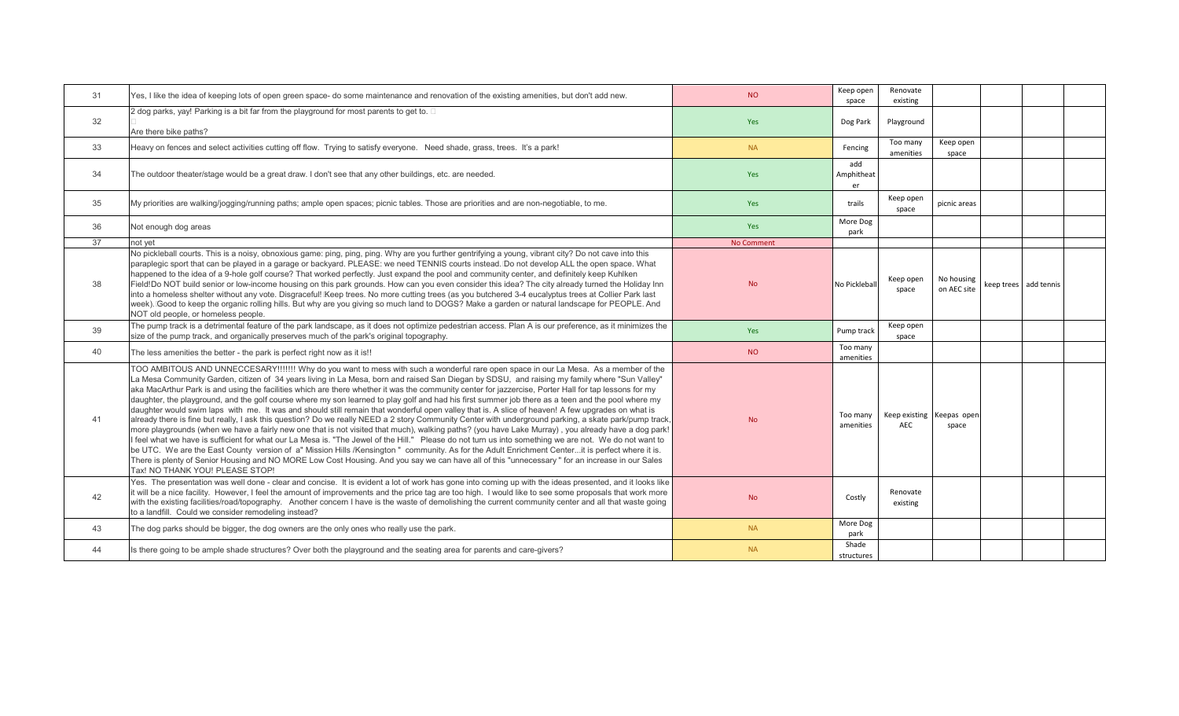| | | | | | | | | |
|---|---|---|---|---|---|---|---|---|
| 31 | Yes, I like the idea of keeping lots of open green space- do some maintenance and renovation of the existing amenities, but don't add new. | NO | Keep open space | Renovate existing | | | | |
| 32 | 2 dog parks, yay! Parking is a bit far from the playground for most parents to get to. □ □ Are there bike paths? | Yes | Dog Park | Playground | | | | |
| 33 | Heavy on fences and select activities cutting off flow. Trying to satisfy everyone. Need shade, grass, trees. It's a park! | NA | Fencing | Too many amenities | Keep open space | | | |
| 34 | The outdoor theater/stage would be a great draw. I don't see that any other buildings, etc. are needed. | Yes | add Amphitheater | | | | | |
| 35 | My priorities are walking/jogging/running paths; ample open spaces; picnic tables. Those are priorities and are non-negotiable, to me. | Yes | trails | Keep open space | picnic areas | | | |
| 36 | Not enough dog areas | Yes | More Dog park | | | | | |
| 37 | not yet | No Comment | | | | | | |
| 38 | No pickleball courts. This is a noisy, obnoxious game: ping, ping, ping. Why are you further gentrifying a young, vibrant city? Do not cave into this paraplegic sport that can be played in a garage or backyard. PLEASE: we need TENNIS courts instead. Do not develop ALL the open space. What happened to the idea of a 9-hole golf course? That worked perfectly. Just expand the pool and community center, and definitely keep Kuhlken Field!Do NOT build senior or low-income housing on this park grounds. How can you even consider this idea? The city already turned the Holiday Inn into a homeless shelter without any vote. Disgraceful! Keep trees. No more cutting trees (as you butchered 3-4 eucalyptus trees at Collier Park last week). Good to keep the organic rolling hills. But why are you giving so much land to DOGS? Make a garden or natural landscape for PEOPLE. And NOT old people, or homeless people. | No | No Pickleball | Keep open space | No housing on AEC site | keep trees | add tennis | |
| 39 | The pump track is a detrimental feature of the park landscape, as it does not optimize pedestrian access. Plan A is our preference, as it minimizes the size of the pump track, and organically preserves much of the park's original topography. | Yes | Pump track | Keep open space | | | | |
| 40 | The less amenities the better - the park is perfect right now as it is!! | NO | Too many amenities | | | | | |
| 41 | TOO AMBITOUS AND UNNECCESARY!!!!!!! Why do you want to mess with such a wonderful rare open space in our La Mesa. As a member of the La Mesa Community Garden, citizen of 34 years living in La Mesa, born and raised San Diegan by SDSU, and raising my family where "Sun Valley" aka MacArthur Park is and using the facilities which are there whether it was the community center for jazzercise, Porter Hall for tap lessons for my daughter, the playground, and the golf course where my son learned to play golf and had his first summer job there as a teen and the pool where my daughter would swim laps with me. It was and should still remain that wonderful open valley that is. A slice of heaven! A few upgrades on what is already there is fine but really, I ask this question? Do we really NEED a 2 story Community Center with underground parking, a skate park/pump track, more playgrounds (when we have a fairly new one that is not visited that much), walking paths? (you have Lake Murray) , you already have a dog park! I feel what we have is sufficient for what our La Mesa is. "The Jewel of the Hill." Please do not turn us into something we are not. We do not want to be UTC. We are the East County version of a" Mission Hills /Kensington " community. As for the Adult Enrichment Center...it is perfect where it is. There is plenty of Senior Housing and NO MORE Low Cost Housing. And you say we can have all of this "unnecessary " for an increase in our Sales Tax! NO THANK YOU! PLEASE STOP! | No | Too many amenities | Keep existing AEC | Keepas open space | | | |
| 42 | Yes. The presentation was well done - clear and concise. It is evident a lot of work has gone into coming up with the ideas presented, and it looks like it will be a nice facility. However, I feel the amount of improvements and the price tag are too high. I would like to see some proposals that work more with the existing facilities/road/topography. Another concern I have is the waste of demolishing the current community center and all that waste going to a landfill. Could we consider remodeling instead? | No | Costly | Renovate existing | | | | |
| 43 | The dog parks should be bigger, the dog owners are the only ones who really use the park. | NA | More Dog park | | | | | |
| 44 | Is there going to be ample shade structures? Over both the playground and the seating area for parents and care-givers? | NA | Shade structures | | | | | |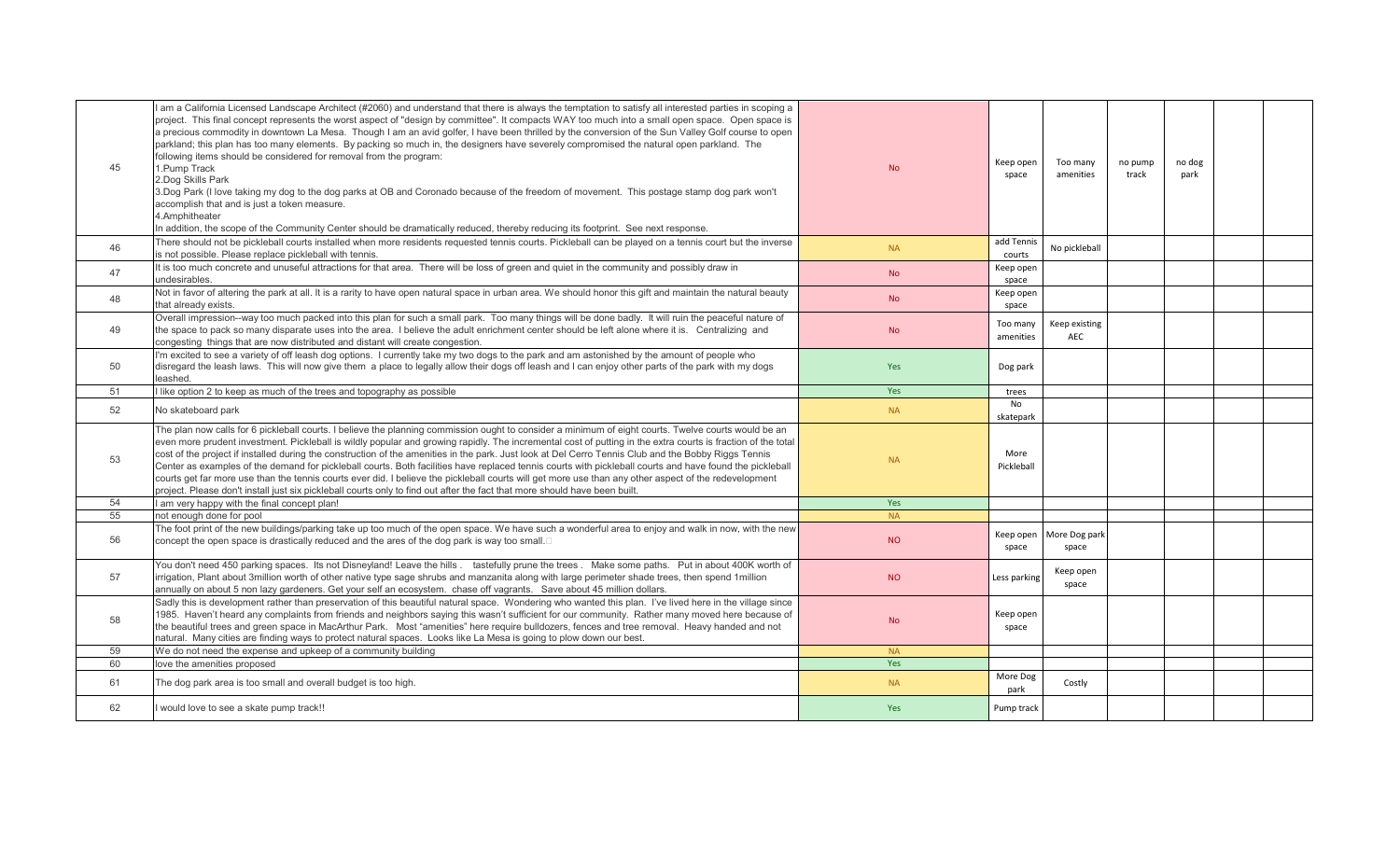| | | | | | | | | | |
|---|---|---|---|---|---|---|---|---|---|
| 45 | I am a California Licensed Landscape Architect (#2060) and understand that there is always the temptation to satisfy all interested parties in scoping a project. This final concept represents the worst aspect of "design by committee". It compacts WAY too much into a small open space. Open space is a precious commodity in downtown La Mesa. Though I am an avid golfer, I have been thrilled by the conversion of the Sun Valley Golf course to open parkland; this plan has too many elements. By packing so much in, the designers have severely compromised the natural open parkland. The following items should be considered for removal from the program:<br>1.Pump Track<br>2.Dog Skills Park<br>3.Dog Park (I love taking my dog to the dog parks at OB and Coronado because of the freedom of movement. This postage stamp dog park won't accomplish that and is just a token measure.<br>4.Amphitheater<br>In addition, the scope of the Community Center should be dramatically reduced, thereby reducing its footprint. See next response. | No | Keep open space | Too many amenities | no pump track | no dog park | | |
| 46 | There should not be pickleball courts installed when more residents requested tennis courts. Pickleball can be played on a tennis court but the inverse is not possible. Please replace pickleball with tennis. | NA | add Tennis courts | No pickleball | | | | |
| 47 | It is too much concrete and unuseful attractions for that area. There will be loss of green and quiet in the community and possibly draw in undesirables. | No | Keep open space | | | | | |
| 48 | Not in favor of altering the park at all. It is a rarity to have open natural space in urban area. We should honor this gift and maintain the natural beauty that already exists. | No | Keep open space | | | | | |
| 49 | Overall impression--way too much packed into this plan for such a small park. Too many things will be done badly. It will ruin the peaceful nature of the space to pack so many disparate uses into the area. I believe the adult enrichment center should be left alone where it is. Centralizing and congesting things that are now distributed and distant will create congestion. | No | Too many amenities | Keep existing AEC | | | | |
| 50 | I'm excited to see a variety of off leash dog options. I currently take my two dogs to the park and am astonished by the amount of people who disregard the leash laws. This will now give them a place to legally allow their dogs off leash and I can enjoy other parts of the park with my dogs leashed. | Yes | Dog park | | | | | |
| 51 | I like option 2 to keep as much of the trees and topography as possible | Yes | trees | | | | | |
| 52 | No skateboard park | NA | No skatepark | | | | | |
| 53 | The plan now calls for 6 pickleball courts. I believe the planning commission ought to consider a minimum of eight courts. Twelve courts would be an even more prudent investment. Pickleball is wildly popular and growing rapidly. The incremental cost of putting in the extra courts is fraction of the total cost of the project if installed during the construction of the amenities in the park. Just look at Del Cerro Tennis Club and the Bobby Riggs Tennis Center as examples of the demand for pickleball courts. Both facilities have replaced tennis courts with pickleball courts and have found the pickleball courts get far more use than the tennis courts ever did. I believe the pickleball courts will get more use than any other aspect of the redevelopment project. Please don't install just six pickleball courts only to find out after the fact that more should have been built. | NA | More Pickleball | | | | | |
| 54 | I am very happy with the final concept plan! | Yes | | | | | | |
| 55 | not enough done for pool | NA | | | | | | |
| 56 | The foot print of the new buildings/parking take up too much of the open space. We have such a wonderful area to enjoy and walk in now, with the new concept the open space is drastically reduced and the ares of the dog park is way too small. | NO | Keep open space | More Dog park space | | | | |
| 57 | You don't need 450 parking spaces. Its not Disneyland! Leave the hills . tastefully prune the trees . Make some paths. Put in about 400K worth of irrigation, Plant about 3million worth of other native type sage shrubs and manzanita along with large perimeter shade trees, then spend 1million annually on about 5 non lazy gardeners. Get your self an ecosystem. chase off vagrants. Save about 45 million dollars. | NO | Less parking | Keep open space | | | | |
| 58 | Sadly this is development rather than preservation of this beautiful natural space. Wondering who wanted this plan. I've lived here in the village since 1985. Haven't heard any complaints from friends and neighbors saying this wasn't sufficient for our community. Rather many moved here because of the beautiful trees and green space in MacArthur Park. Most "amenities" here require bulldozers, fences and tree removal. Heavy handed and not natural. Many cities are finding ways to protect natural spaces. Looks like La Mesa is going to plow down our best. | No | Keep open space | | | | | |
| 59 | We do not need the expense and upkeep of a community building | NA | | | | | | |
| 60 | love the amenities proposed | Yes | | | | | | |
| 61 | The dog park area is too small and overall budget is too high. | NA | More Dog park | Costly | | | | |
| 62 | I would love to see a skate pump track!! | Yes | Pump track | | | | | |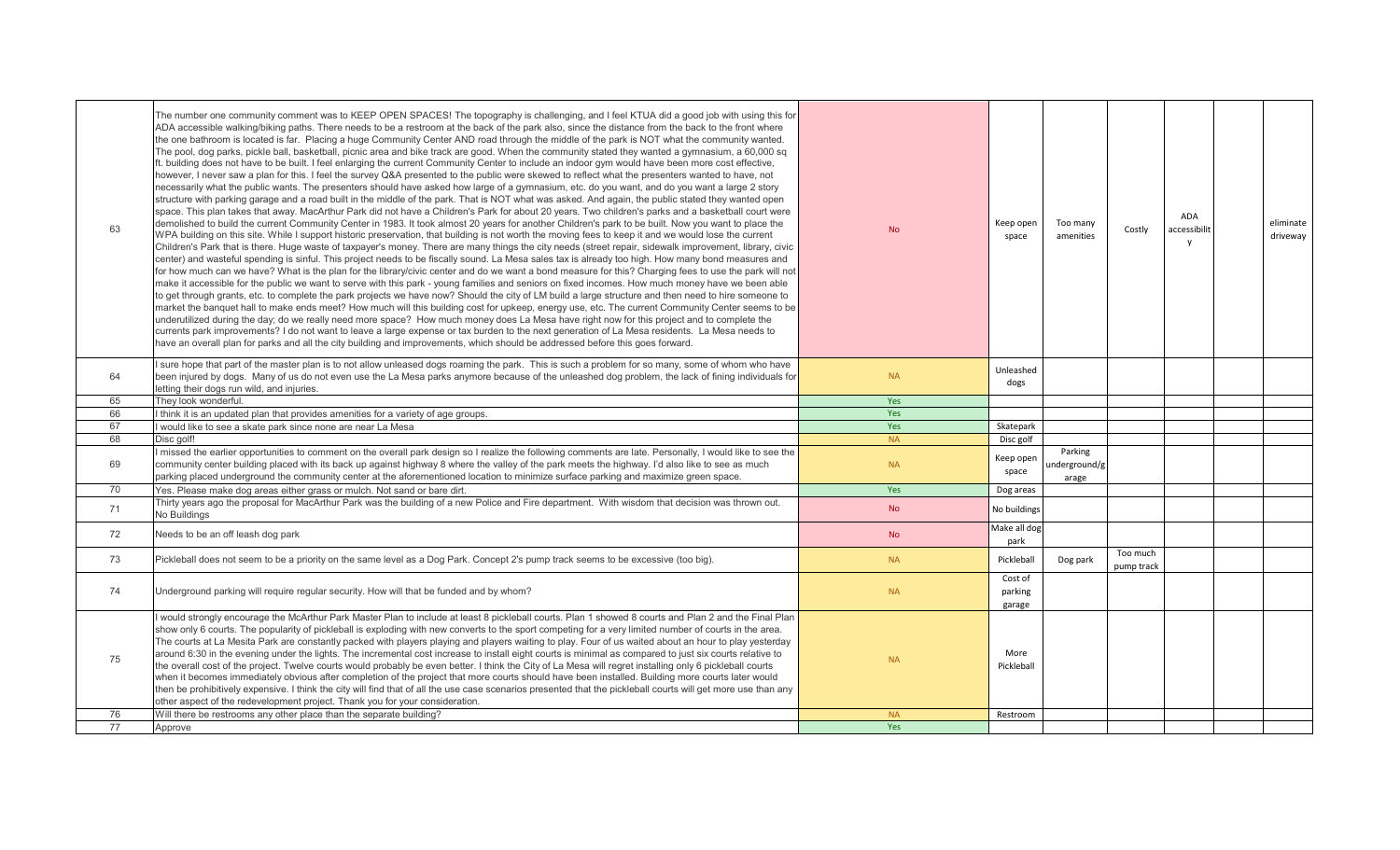| | | | | | | | | |
|---|---|---|---|---|---|---|---|---|
| 63 | The number one community comment was to KEEP OPEN SPACES! The topography is challenging, and I feel KTUA did a good job with using this for ADA accessible walking/biking paths. There needs to be a restroom at the back of the park also, since the distance from the back to the front where the one bathroom is located is far. Placing a huge Community Center AND road through the middle of the park is NOT what the community wanted. The pool, dog parks, pickle ball, basketball, picnic area and bike track are good. When the community stated they wanted a gymnasium, a 60,000 sq ft. building does not have to be built. I feel enlarging the current Community Center to include an indoor gym would have been more cost effective, however, I never saw a plan for this. I feel the survey Q&A presented to the public were skewed to reflect what the presenters wanted to have, not necessarily what the public wants. The presenters should have asked how large of a gymnasium, etc. do you want, and do you want a large 2 story structure with parking garage and a road built in the middle of the park. That is NOT what was asked. And again, the public stated they wanted open space. This plan takes that away. MacArthur Park did not have a Children's Park for about 20 years. Two children's parks and a basketball court were demolished to build the current Community Center in 1983. It took almost 20 years for another Children's park to be built. Now you want to place the WPA building on this site. While I support historic preservation, that building is not worth the moving fees to keep it and we would lose the current Children's Park that is there. Huge waste of taxpayer's money. There are many things the city needs (street repair, sidewalk improvement, library, civic center) and wasteful spending is sinful. This project needs to be fiscally sound. La Mesa sales tax is already too high. How many bond measures and for how much can we have? What is the plan for the library/civic center and do we want a bond measure for this? Charging fees to use the park will not make it accessible for the public we want to serve with this park - young families and seniors on fixed incomes. How much money have we been able to get through grants, etc. to complete the park projects we have now? Should the city of LM build a large structure and then need to hire someone to market the banquet hall to make ends meet? How much will this building cost for upkeep, energy use, etc. The current Community Center seems to be underutilized during the day; do we really need more space? How much money does La Mesa have right now for this project and to complete the currents park improvements? I do not want to leave a large expense or tax burden to the next generation of La Mesa residents. La Mesa needs to have an overall plan for parks and all the city building and improvements, which should be addressed before this goes forward. | No | Keep open space | Too many amenities | Costly | ADA accessibility | | eliminate driveway |
| 64 | I sure hope that part of the master plan is to not allow unleased dogs roaming the park. This is such a problem for so many, some of whom who have been injured by dogs. Many of us do not even use the La Mesa parks anymore because of the unleashed dog problem, the lack of fining individuals for letting their dogs run wild, and injuries. | NA | Unleashed dogs | | | | | |
| 65 | They look wonderful. | Yes | | | | | | |
| 66 | I think it is an updated plan that provides amenities for a variety of age groups. | Yes | | | | | | |
| 67 | I would like to see a skate park since none are near La Mesa | Yes | Skatepark | | | | | |
| 68 | Disc golf! | NA | Disc golf | | | | | |
| 69 | I missed the earlier opportunities to comment on the overall park design so I realize the following comments are late. Personally, I would like to see the community center building placed with its back up against highway 8 where the valley of the park meets the highway. I'd also like to see as much parking placed underground the community center at the aforementioned location to minimize surface parking and maximize green space. | NA | Keep open space | Parking underground/garage | | | | |
| 70 | Yes. Please make dog areas either grass or mulch. Not sand or bare dirt. | Yes | Dog areas | | | | | |
| 71 | Thirty years ago the proposal for MacArthur Park was the building of a new Police and Fire department. With wisdom that decision was thrown out. No Buildings | No | No buildings | | | | | |
| 72 | Needs to be an off leash dog park | No | Make all dog park | | | | | |
| 73 | Pickleball does not seem to be a priority on the same level as a Dog Park. Concept 2's pump track seems to be excessive (too big). | NA | Pickleball | Dog park | Too much pump track | | | |
| 74 | Underground parking will require regular security. How will that be funded and by whom? | NA | Cost of parking garage | | | | | |
| 75 | I would strongly encourage the McArthur Park Master Plan to include at least 8 pickleball courts. Plan 1 showed 8 courts and Plan 2 and the Final Plan show only 6 courts. The popularity of pickleball is exploding with new converts to the sport competing for a very limited number of courts in the area. The courts at La Mesita Park are constantly packed with players playing and players waiting to play. Four of us waited about an hour to play yesterday around 6:30 in the evening under the lights. The incremental cost increase to install eight courts is minimal as compared to just six courts relative to the overall cost of the project. Twelve courts would probably be even better. I think the City of La Mesa will regret installing only 6 pickleball courts when it becomes immediately obvious after completion of the project that more courts should have been installed. Building more courts later would then be prohibitively expensive. I think the city will find that of all the use case scenarios presented that the pickleball courts will get more use than any other aspect of the redevelopment project. Thank you for your consideration. | NA | More Pickleball | | | | | |
| 76 | Will there be restrooms any other place than the separate building? | NA | Restroom | | | | | |
| 77 | Approve | Yes | | | | | | |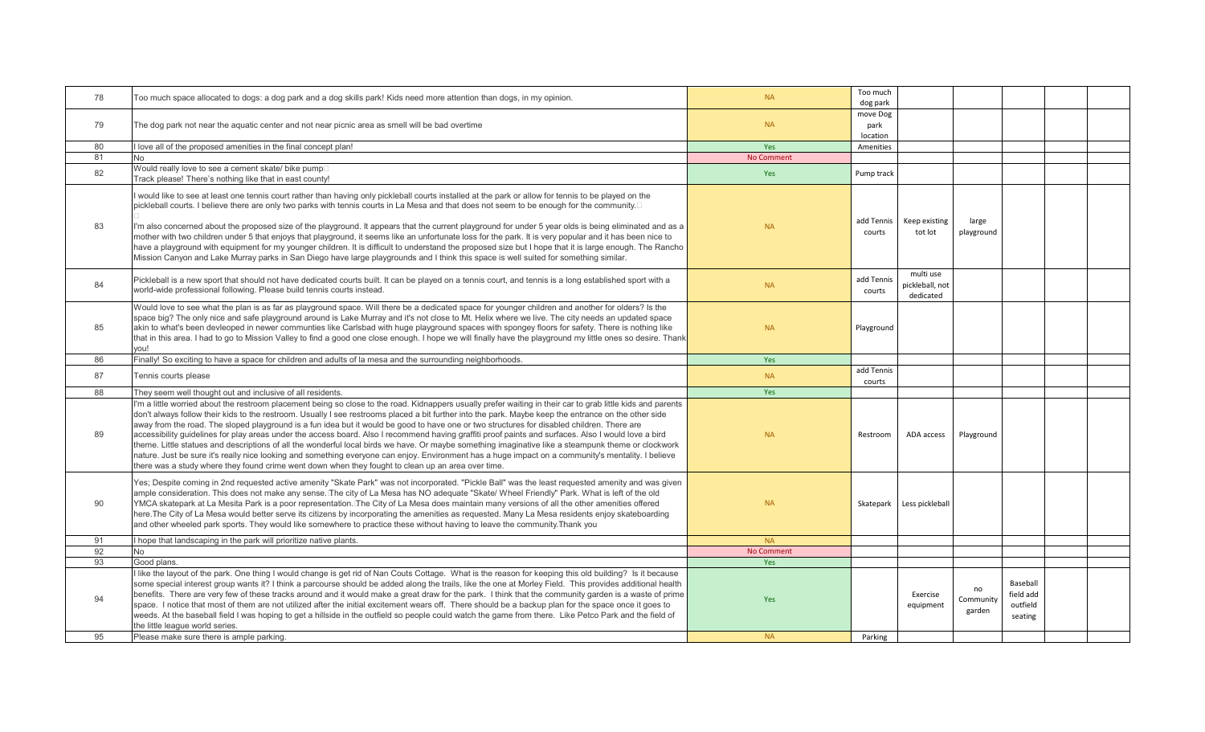| | | | | | | | | | |
|---|---|---|---|---|---|---|---|---|---|
| 78 | Too much space allocated to dogs: a dog park and a dog skills park! Kids need more attention than dogs, in my opinion. | NA | Too much dog park | | | | | |
| 79 | The dog park not near the aquatic center and not near picnic area as smell will be bad overtime | NA | move Dog park location | | | | | |
| 80 | I love all of the proposed amenities in the final concept plan! | Yes | Amenities | | | | | |
| 81 | No | No Comment | | | | | | |
| 82 | Would really love to see a cement skate/ bike pump Track please! There's nothing like that in east county! | Yes | Pump track | | | | | |
| 83 | I would like to see at least one tennis court rather than having only pickleball courts installed at the park or allow for tennis to be played on the pickleball courts. I believe there are only two parks with tennis courts in La Mesa and that does not seem to be enough for the community. I'm also concerned about the proposed size of the playground. It appears that the current playground for under 5 year olds is being eliminated and as a mother with two children under 5 that enjoys that playground, it seems like an unfortunate loss for the park. It is very popular and it has been nice to have a playground with equipment for my younger children. It is difficult to understand the proposed size but I hope that it is large enough. The Rancho Mission Canyon and Lake Murray parks in San Diego have large playgrounds and I think this space is well suited for something similar. | NA | add Tennis courts | Keep existing tot lot | large playground | | | |
| 84 | Pickleball is a new sport that should not have dedicated courts built. It can be played on a tennis court, and tennis is a long established sport with a world-wide professional following. Please build tennis courts instead. | NA | add Tennis courts | multi use pickleball, not dedicated | | | | |
| 85 | Would love to see what the plan is as far as playground space. Will there be a dedicated space for younger children and another for olders? Is the space big? The only nice and safe playground around is Lake Murray and it's not close to Mt. Helix where we live. The city needs an updated space akin to what's been devleoped in newer communties like Carlsbad with huge playground spaces with spongey floors for safety. There is nothing like that in this area. I had to go to Mission Valley to find a good one close enough. I hope we will finally have the playground my little ones so desire. Thank you! | NA | Playground | | | | | |
| 86 | Finally! So exciting to have a space for children and adults of la mesa and the surrounding neighborhoods. | Yes | | | | | | |
| 87 | Tennis courts please | NA | add Tennis courts | | | | | |
| 88 | They seem well thought out and inclusive of all residents. | Yes | | | | | | |
| 89 | I'm a little worried about the restroom placement being so close to the road. Kidnappers usually prefer waiting in their car to grab little kids and parents don't always follow their kids to the restroom. Usually I see restrooms placed a bit further into the park. Maybe keep the entrance on the other side away from the road. The sloped playground is a fun idea but it would be good to have one or two structures for disabled children. There are accessibility guidelines for play areas under the access board. Also I recommend having graffiti proof paints and surfaces. Also I would love a bird theme. Little statues and descriptions of all the wonderful local birds we have. Or maybe something imaginative like a steampunk theme or clockwork nature. Just be sure it's really nice looking and something everyone can enjoy. Environment has a huge impact on a community's mentality. I believe there was a study where they found crime went down when they fought to clean up an area over time. | NA | Restroom | ADA access | Playground | | | |
| 90 | Yes; Despite coming in 2nd requested active amenity "Skate Park" was not incorporated. "Pickle Ball" was the least requested amenity and was given ample consideration. This does not make any sense. The city of La Mesa has NO adequate "Skate/ Wheel Friendly" Park. What is left of the old YMCA skatepark at La Mesita Park is a poor representation. The City of La Mesa does maintain many versions of all the other amenities offered here.The City of La Mesa would better serve its citizens by incorporating the amenities as requested. Many La Mesa residents enjoy skateboarding and other wheeled park sports. They would like somewhere to practice these without having to leave the community.Thank you | NA | Skatepark | Less pickleball | | | | |
| 91 | I hope that landscaping in the park will prioritize native plants. | NA | | | | | | |
| 92 | No | No Comment | | | | | | |
| 93 | Good plans. | Yes | | | | | | |
| 94 | I like the layout of the park. One thing I would change is get rid of Nan Couts Cottage. What is the reason for keeping this old building? Is it because some special interest group wants it? I think a parcourse should be added along the trails, like the one at Morley Field. This provides additional health benefits. There are very few of these tracks around and it would make a great draw for the park. I think that the community garden is a waste of prime space. I notice that most of them are not utilized after the initial excitement wears off. There should be a backup plan for the space once it goes to weeds. At the baseball field I was hoping to get a hillside in the outfield so people could watch the game from there. Like Petco Park and the field of the little league world series. | Yes | | Exercise equipment | no Community garden | Baseball field add outfield seating | | |
| 95 | Please make sure there is ample parking. | NA | Parking | | | | | |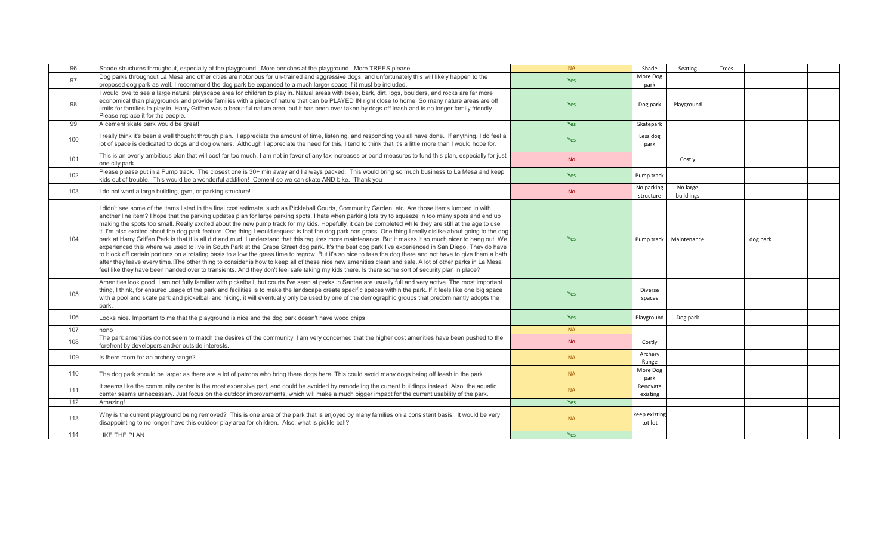| | | | | | | | | | |
|---|---|---|---|---|---|---|---|---|---|
| 96 | Shade structures throughout, especially at the playground. More benches at the playground. More TREES please. | NA | Shade | Seating | Trees | | | | |
| 97 | Dog parks throughout La Mesa and other cities are notorious for un-trained and aggressive dogs, and unfortunately this will likely happen to the proposed dog park as well. I recommend the dog park be expanded to a much larger space if it must be included. | Yes | More Dog park | | | | | | |
| 98 | I would love to see a large natural playscape area for children to play in. Natual areas with trees, bark, dirt, logs, boulders, and rocks are far more economical than playgrounds and provide families with a piece of nature that can be PLAYED IN right close to home. So many nature areas are off limits for families to play in. Harry Griffen was a beautiful nature area, but it has been over taken by dogs off leash and is no longer family friendly. Please replace it for the people. | Yes | Dog park | Playground | | | | | |
| 99 | A cement skate park would be great! | Yes | Skatepark | | | | | | |
| 100 | I really think it's been a well thought through plan. I appreciate the amount of time, listening, and responding you all have done. If anything, I do feel a lot of space is dedicated to dogs and dog owners. Although I appreciate the need for this, I tend to think that it's a little more than I would hope for. | Yes | Less dog park | | | | | | |
| 101 | This is an overly ambitious plan that will cost far too much. I am not in favor of any tax increases or bond measures to fund this plan, especially for just one city park. | No | | Costly | | | | | |
| 102 | Please please put in a Pump track. The closest one is 30+ min away and I always packed. This would bring so much business to La Mesa and keep kids out of trouble. This would be a wonderful addition! Cement so we can skate AND bike. Thank you | Yes | Pump track | | | | | | |
| 103 | I do not want a large building, gym, or parking structure! | No | No parking structure | No large buildlings | | | | | |
| 104 | I didn't see some of the items listed in the final cost estimate, such as Pickleball Courts, Community Garden, etc. Are those items lumped in with another line item? I hope that the parking updates plan for large parking spots. I hate when parking lots try to squeeze in too many spots and end up making the spots too small. Really excited about the new pump track for my kids. Hopefully, it can be completed while they are still at the age to use it. I'm also excited about the dog park feature. One thing I would request is that the dog park has grass. One thing I really dislike about going to the dog park at Harry Griffen Park is that it is all dirt and mud. I understand that this requires more maintenance. But it makes it so much nicer to hang out. We experienced this where we used to live in South Park at the Grape Street dog park. It's the best dog park I've experienced in San Diego. They do have to block off certain portions on a rotating basis to allow the grass time to regrow. But it's so nice to take the dog there and not have to give them a bath after they leave every time. The other thing to consider is how to keep all of these nice new amenities clean and safe. A lot of other parks in La Mesa feel like they have been handed over to transients. And they don't feel safe taking my kids there. Is there some sort of security plan in place? | Yes | Pump track | Maintenance | | dog park | | | |
| 105 | Amenities look good. I am not fully familiar with pickelball, but courts I've seen at parks in Santee are usually full and very active. The most important thing, I think, for ensured usage of the park and facilities is to make the landscape create specific spaces within the park. If it feels like one big space with a pool and skate park and pickelball and hiking, it will eventually only be used by one of the demographic groups that predominantly adopts the park. | Yes | Diverse spaces | | | | | | |
| 106 | Looks nice. Important to me that the playground is nice and the dog park doesn't have wood chips | Yes | Playground | Dog park | | | | | |
| 107 | nono | NA | | | | | | | |
| 108 | The park amenities do not seem to match the desires of the community. I am very concerned that the higher cost amenities have been pushed to the forefront by developers and/or outside interests. | No | Costly | | | | | | |
| 109 | Is there room for an archery range? | NA | Archery Range | | | | | | |
| 110 | The dog park should be larger as there are a lot of patrons who bring there dogs here. This could avoid many dogs being off leash in the park | NA | More Dog park | | | | | | |
| 111 | It seems like the community center is the most expensive part, and could be avoided by remodeling the current buildings instead. Also, the aquatic center seems unnecessary. Just focus on the outdoor improvements, which will make a much bigger impact for the current usability of the park. | NA | Renovate existing | | | | | | |
| 112 | Amazing! | Yes | | | | | | | |
| 113 | Why is the current playground being removed? This is one area of the park that is enjoyed by many families on a consistent basis. It would be very disappointing to no longer have this outdoor play area for children. Also, what is pickle ball? | NA | keep existing tot lot | | | | | | |
| 114 | LIKE THE PLAN | Yes | | | | | | | |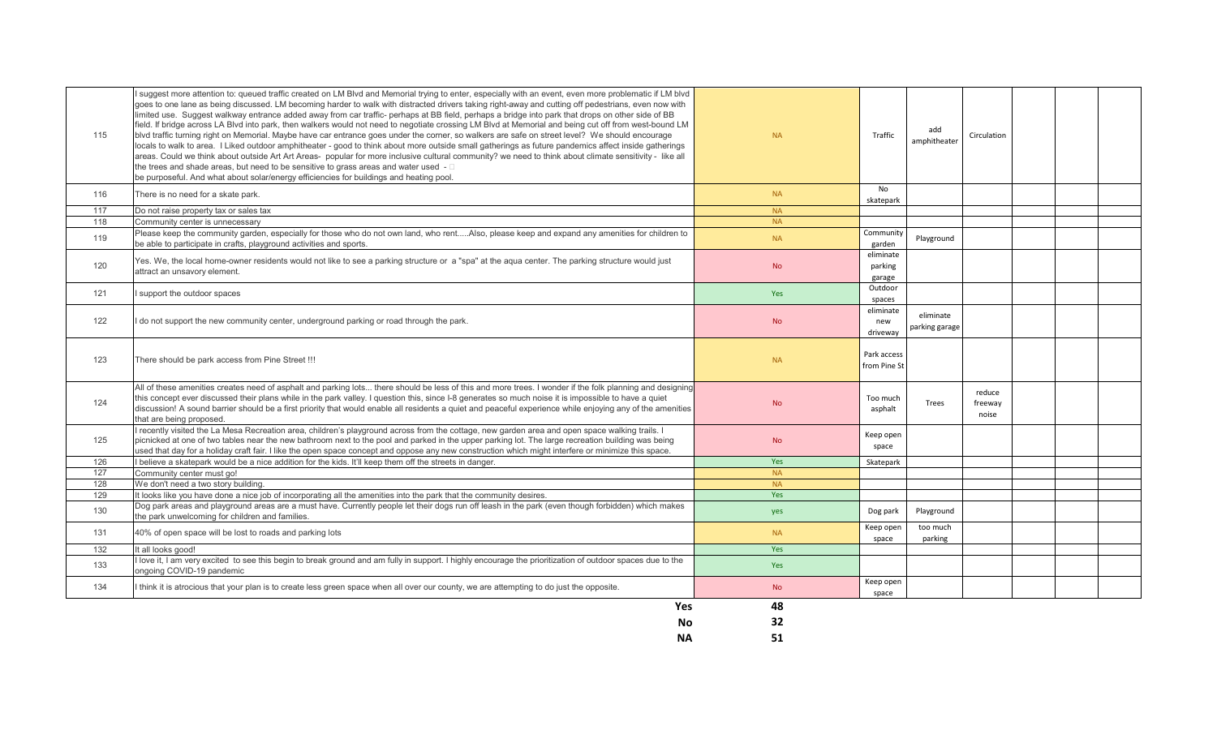| | | | | | | | | | |
|---|---|---|---|---|---|---|---|---|---|
| 115 | I suggest more attention to: queued traffic created on LM Blvd and Memorial trying to enter, especially with an event, even more problematic if LM blvd goes to one lane as being discussed. LM becoming harder to walk with distracted drivers taking right-away and cutting off pedestrians, even now with limited use. Suggest walkway entrance added away from car traffic- perhaps at BB field, perhaps a bridge into park that drops on other side of BB field. If bridge across LA Blvd into park, then walkers would not need to negotiate crossing LM Blvd at Memorial and being cut off from west-bound LM blvd traffic turning right on Memorial. Maybe have car entrance goes under the corner, so walkers are safe on street level? We should encourage locals to walk to area. I Liked outdoor amphitheater - good to think about more outside small gatherings as future pandemics affect inside gatherings areas. Could we think about outside Art Art Areas- popular for more inclusive cultural community? we need to think about climate sensitivity - like all the trees and shade areas, but need to be sensitive to grass areas and water used - be purposeful. And what about solar/energy efficiencies for buildings and heating pool. | NA | Traffic | add amphitheater | Circulation | | | |
| 116 | There is no need for a skate park. | NA | No skatepark | | | | | |
| 117 | Do not raise property tax or sales tax | NA | | | | | | |
| 118 | Community center is unnecessary | NA | | | | | | |
| 119 | Please keep the community garden, especially for those who do not own land, who rent.....Also, please keep and expand any amenities for children to be able to participate in crafts, playground activities and sports. | NA | Community garden | Playground | | | | |
| 120 | Yes. We, the local home-owner residents would not like to see a parking structure or a "spa" at the aqua center. The parking structure would just attract an unsavory element. | No | eliminate parking garage | | | | | |
| 121 | I support the outdoor spaces | Yes | Outdoor spaces | | | | | |
| 122 | I do not support the new community center, underground parking or road through the park. | No | eliminate new driveway | eliminate parking garage | | | | |
| 123 | There should be park access from Pine Street !!! | NA | Park access from Pine St | | | | | |
| 124 | All of these amenities creates need of asphalt and parking lots... there should be less of this and more trees. I wonder if the folk planning and designing this concept ever discussed their plans while in the park valley. I question this, since I-8 generates so much noise it is impossible to have a quiet discussion! A sound barrier should be a first priority that would enable all residents a quiet and peaceful experience while enjoying any of the amenities that are being proposed. | No | Too much asphalt | Trees | reduce freeway noise | | | |
| 125 | I recently visited the La Mesa Recreation area, children's playground across from the cottage, new garden area and open space walking trails. I picnicked at one of two tables near the new bathroom next to the pool and parked in the upper parking lot. The large recreation building was being used that day for a holiday craft fair. I like the open space concept and oppose any new construction which might interfere or minimize this space. | No | Keep open space | | | | | |
| 126 | I believe a skatepark would be a nice addition for the kids. It'll keep them off the streets in danger. | Yes | Skatepark | | | | | |
| 127 | Community center must go! | NA | | | | | | |
| 128 | We don't need a two story building. | NA | | | | | | |
| 129 | It looks like you have done a nice job of incorporating all the amenities into the park that the community desires. | Yes | | | | | | |
| 130 | Dog park areas and playground areas are a must have. Currently people let their dogs run off leash in the park (even though forbidden) which makes the park unwelcoming for children and families. | yes | Dog park | Playground | | | | |
| 131 | 40% of open space will be lost to roads and parking lots | NA | Keep open space | too much parking | | | | |
| 132 | It all looks good! | Yes | | | | | | |
| 133 | I love it, I am very excited to see this begin to break ground and am fully in support. I highly encourage the prioritization of outdoor spaces due to the ongoing COVID-19 pandemic | Yes | | | | | | |
| 134 | I think it is atrocious that your plan is to create less green space when all over our county, we are attempting to do just the opposite. | No | Keep open space | | | | | |
| | **Yes** | **48** | | | | | | |
| | **No** | **32** | | | | | | |
| | **NA** | **51** | | | | | | |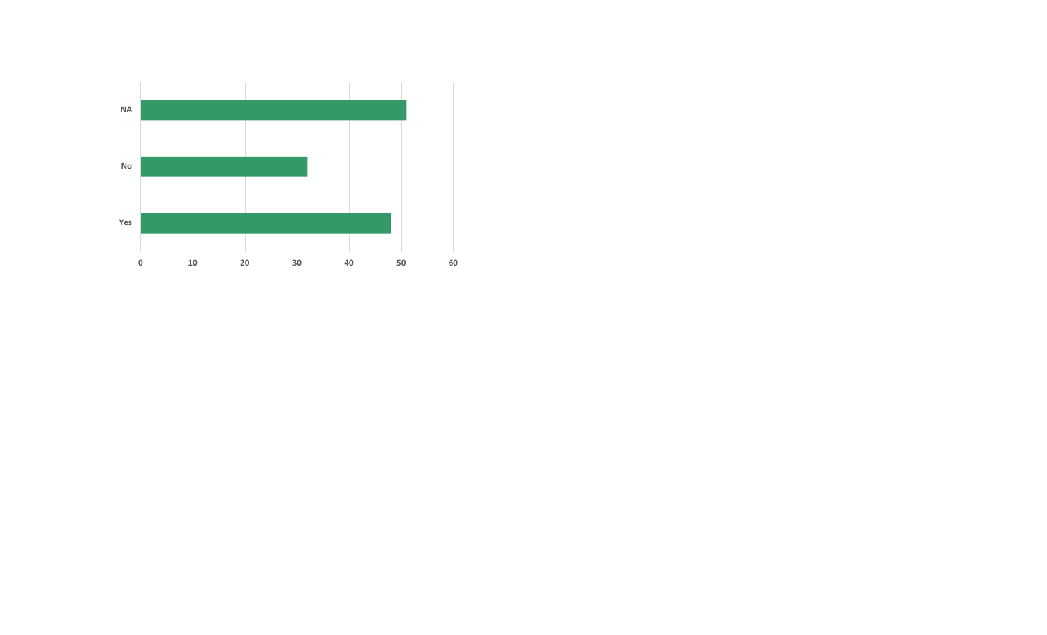NA

No

Yes

0 10 20 30 40 50 60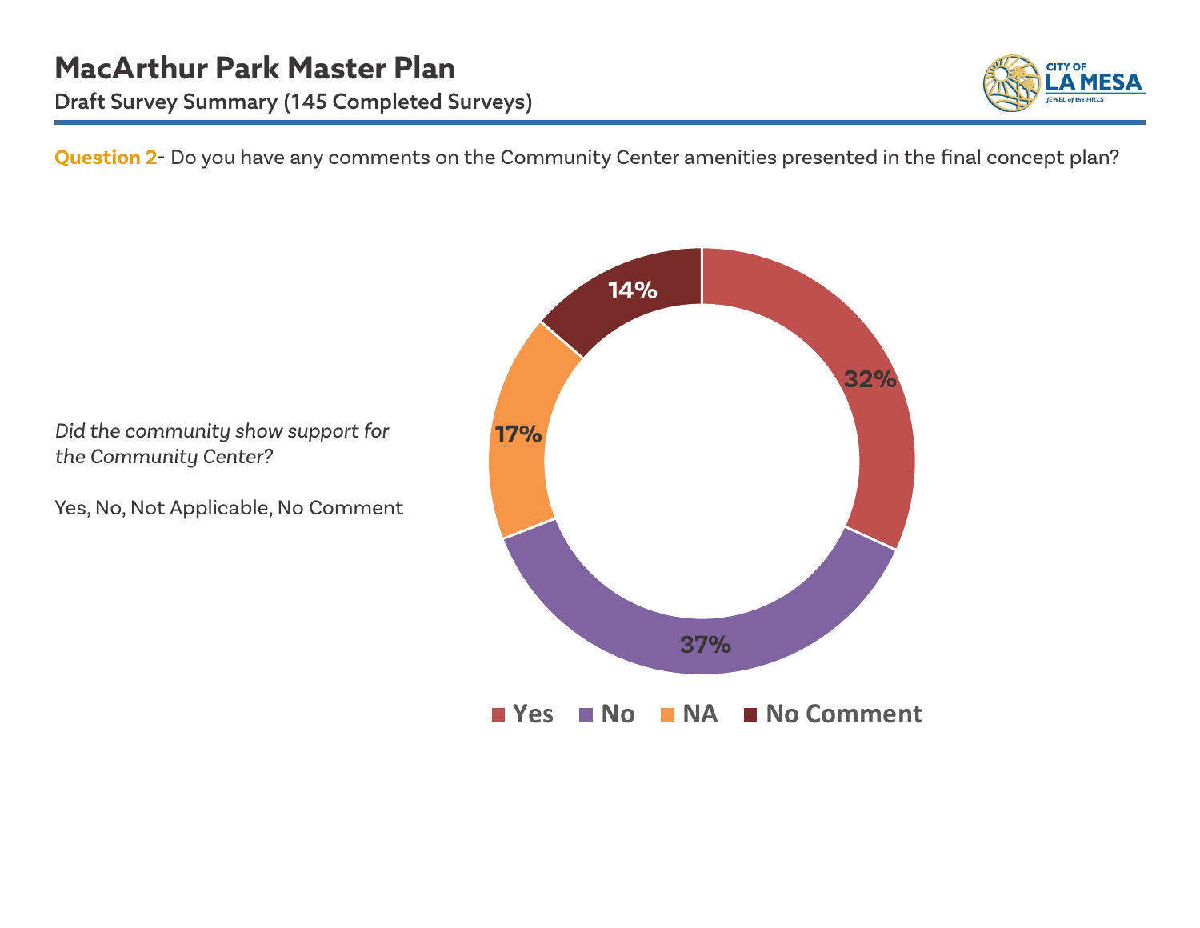# MacArthur Park Master Plan

Draft Survey Summary (145 Completed Surveys)

**Question 2**- Do you have any comments on the Community Center amenities presented in the final concept plan?

*Did the community show support for the Community Center?*

Yes, No, Not Applicable, No Comment

| Response | Percentage |
|---|---|
| Yes | 32% |
| No | 37% |
| NA | 17% |
| No Comment | 14% |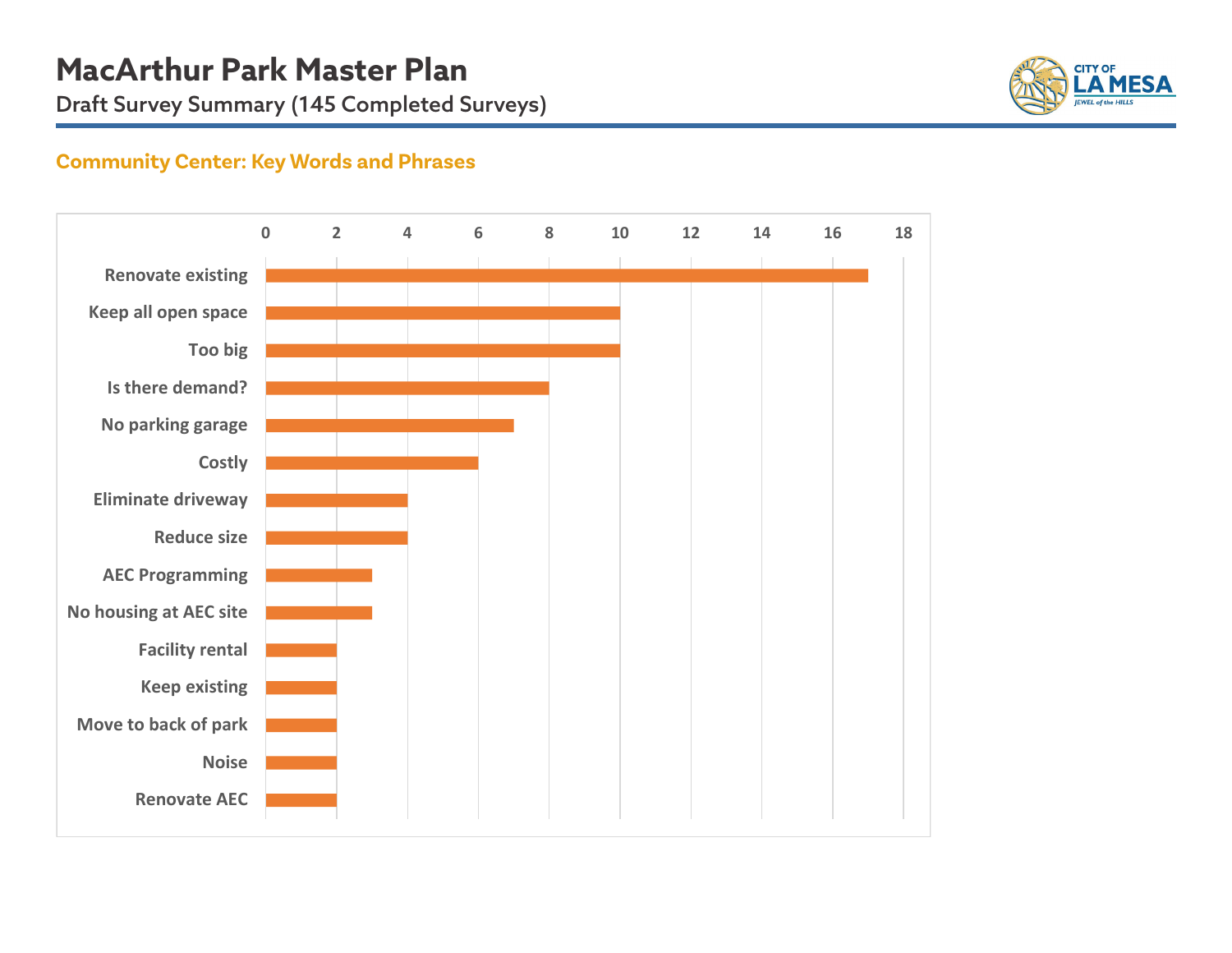# MacArthur Park Master Plan

Draft Survey Summary (145 Completed Surveys)

## Community Center: Key Words and Phrases

| Key Word/Phrase | Count |
|---|---|
| Renovate existing | 17 |
| Keep all open space | 10 |
| Too big | 10 |
| Is there demand? | 8 |
| No parking garage | 7 |
| Costly | 6 |
| Eliminate driveway | 4 |
| Reduce size | 4 |
| AEC Programming | 3 |
| No housing at AEC site | 3 |
| Facility rental | 2 |
| Keep existing | 2 |
| Move to back of park | 2 |
| Noise | 2 |
| Renovate AEC | 2 |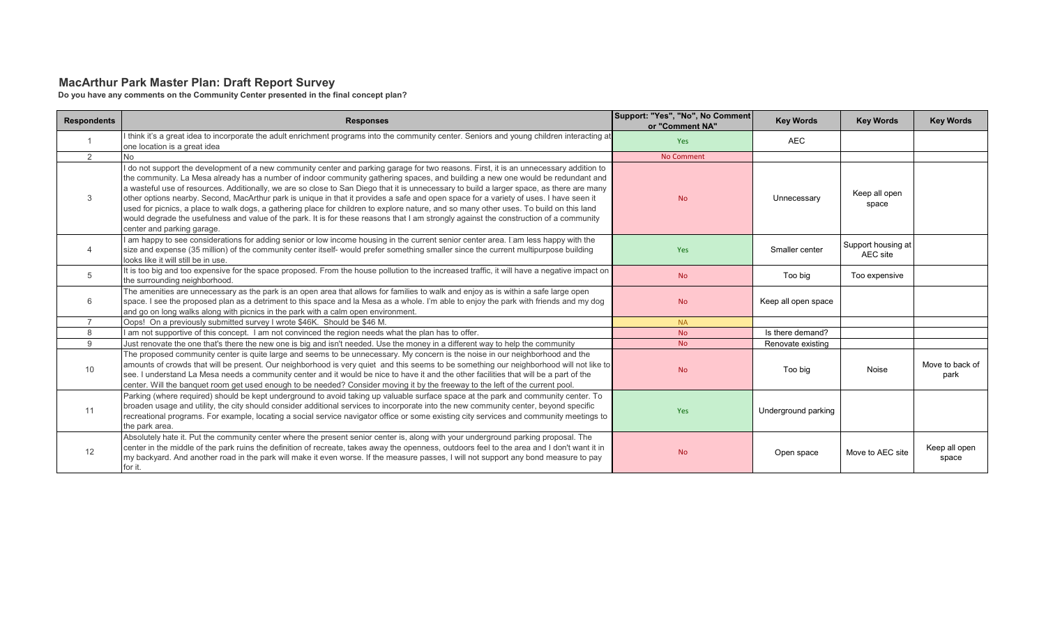## MacArthur Park Master Plan: Draft Report Survey

**Do you have any comments on the Community Center presented in the final concept plan?**

| Respondents | Responses | Support: "Yes", "No", No Comment or "Comment NA" | Key Words | Key Words | Key Words |
|---|---|---|---|---|---|
| 1 | I think it's a great idea to incorporate the adult enrichment programs into the community center. Seniors and young children interacting at one location is a great idea | Yes | AEC | | |
| 2 | No | No Comment | | | |
| 3 | I do not support the development of a new community center and parking garage for two reasons. First, it is an unnecessary addition to the community. La Mesa already has a number of indoor community gathering spaces, and building a new one would be redundant and a wasteful use of resources. Additionally, we are so close to San Diego that it is unnecessary to build a larger space, as there are many other options nearby. Second, MacArthur park is unique in that it provides a safe and open space for a variety of uses. I have seen it used for picnics, a place to walk dogs, a gathering place for children to explore nature, and so many other uses. To build on this land would degrade the usefulness and value of the park. It is for these reasons that I am strongly against the construction of a community center and parking garage. | No | Unnecessary | Keep all open space | |
| 4 | I am happy to see considerations for adding senior or low income housing in the current senior center area. I am less happy with the size and expense (35 million) of the community center itself- would prefer something smaller since the current multipurpose building looks like it will still be in use. | Yes | Smaller center | Support housing at AEC site | |
| 5 | It is too big and too expensive for the space proposed. From the house pollution to the increased traffic, it will have a negative impact on the surrounding neighborhood. | No | Too big | Too expensive | |
| 6 | The amenities are unnecessary as the park is an open area that allows for families to walk and enjoy as is within a safe large open space. I see the proposed plan as a detriment to this space and la Mesa as a whole. I'm able to enjoy the park with friends and my dog and go on long walks along with picnics in the park with a calm open environment. | No | Keep all open space | | |
| 7 | Oops! On a previously submitted survey I wrote $46K. Should be $46 M. | NA | | | |
| 8 | I am not supportive of this concept. I am not convinced the region needs what the plan has to offer. | No | Is there demand? | | |
| 9 | Just renovate the one that's there the new one is big and isn't needed. Use the money in a different way to help the community | No | Renovate existing | | |
| 10 | The proposed community center is quite large and seems to be unnecessary. My concern is the noise in our neighborhood and the amounts of crowds that will be present. Our neighborhood is very quiet and this seems to be something our neighborhood will not like to see. I understand La Mesa needs a community center and it would be nice to have it and the other facilities that will be a part of the center. Will the banquet room get used enough to be needed? Consider moving it by the freeway to the left of the current pool. | No | Too big | Noise | Move to back of park |
| 11 | Parking (where required) should be kept underground to avoid taking up valuable surface space at the park and community center. To broaden usage and utility, the city should consider additional services to incorporate into the new community center, beyond specific recreational programs. For example, locating a social service navigator office or some existing city services and community meetings to the park area. | Yes | Underground parking | | |
| 12 | Absolutely hate it. Put the community center where the present senior center is, along with your underground parking proposal. The center in the middle of the park ruins the definition of recreate, takes away the openness, outdoors feel to the area and I don't want it in my backyard. And another road in the park will make it even worse. If the measure passes, I will not support any bond measure to pay for it. | No | Open space | Move to AEC site | Keep all open space |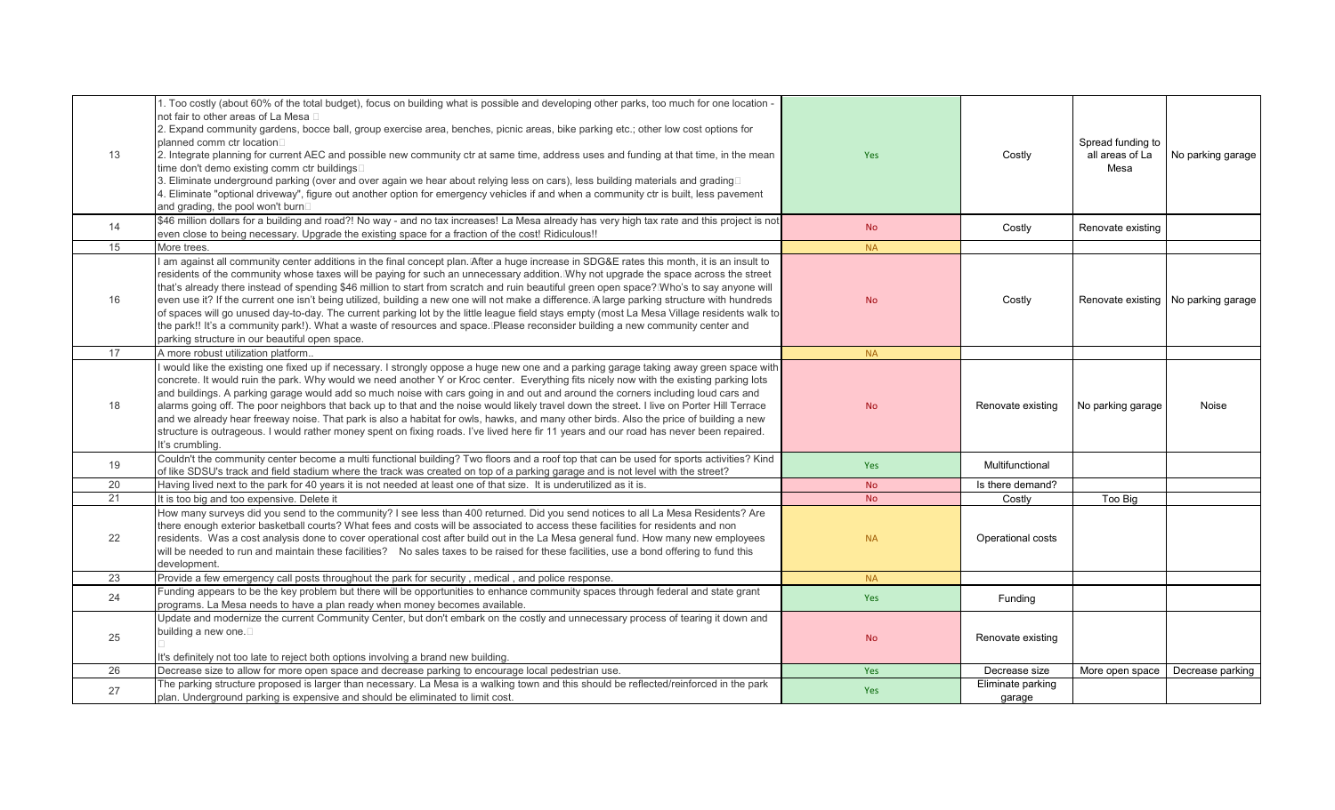| | | | | | |
|---|---|---|---|---|---|
| 13 | 1. Too costly (about 60% of the total budget), focus on building what is possible and developing other parks, too much for one location - not fair to other areas of La Mesa<br>2. Expand community gardens, bocce ball, group exercise area, benches, picnic areas, bike parking etc.; other low cost options for planned comm ctr location<br>2. Integrate planning for current AEC and possible new community ctr at same time, address uses and funding at that time, in the mean time don't demo existing comm ctr buildings<br>3. Eliminate underground parking (over and over again we hear about relying less on cars), less building materials and grading<br>4. Eliminate "optional driveway", figure out another option for emergency vehicles if and when a community ctr is built, less pavement and grading, the pool won't burn | Yes | Costly | Spread funding to all areas of La Mesa | No parking garage |
| 14 | $46 million dollars for a building and road?! No way - and no tax increases! La Mesa already has very high tax rate and this project is not even close to being necessary. Upgrade the existing space for a fraction of the cost! Ridiculous!! | No | Costly | Renovate existing | |
| 15 | More trees. | NA | | | |
| 16 | I am against all community center additions in the final concept plan. After a huge increase in SDG&E rates this month, it is an insult to residents of the community whose taxes will be paying for such an unnecessary addition. Why not upgrade the space across the street that's already there instead of spending $46 million to start from scratch and ruin beautiful green open space? Who's to say anyone will even use it? If the current one isn't being utilized, building a new one will not make a difference. A large parking structure with hundreds of spaces will go unused day-to-day. The current parking lot by the little league field stays empty (most La Mesa Village residents walk to the park!! It's a community park!). What a waste of resources and space. Please reconsider building a new community center and parking structure in our beautiful open space. | No | Costly | Renovate existing | No parking garage |
| 17 | A more robust utilization platform.. | NA | | | |
| 18 | I would like the existing one fixed up if necessary. I strongly oppose a huge new one and a parking garage taking away green space with concrete. It would ruin the park. Why would we need another Y or Kroc center. Everything fits nicely now with the existing parking lots and buildings. A parking garage would add so much noise with cars going in and out and around the corners including loud cars and alarms going off. The poor neighbors that back up to that and the noise would likely travel down the street. I live on Porter Hill Terrace and we already hear freeway noise. That park is also a habitat for owls, hawks, and many other birds. Also the price of building a new structure is outrageous. I would rather money spent on fixing roads. I've lived here fir 11 years and our road has never been repaired. It's crumbling. | No | Renovate existing | No parking garage | Noise |
| 19 | Couldn't the community center become a multi functional building? Two floors and a roof top that can be used for sports activities? Kind of like SDSU's track and field stadium where the track was created on top of a parking garage and is not level with the street? | Yes | Multifunctional | | |
| 20 | Having lived next to the park for 40 years it is not needed at least one of that size. It is underutilized as it is. | No | Is there demand? | | |
| 21 | It is too big and too expensive. Delete it | No | Costly | Too Big | |
| 22 | How many surveys did you send to the community? I see less than 400 returned. Did you send notices to all La Mesa Residents? Are there enough exterior basketball courts? What fees and costs will be associated to access these facilities for residents and non residents. Was a cost analysis done to cover operational cost after build out in the La Mesa general fund. How many new employees will be needed to run and maintain these facilities? No sales taxes to be raised for these facilities, use a bond offering to fund this development. | NA | Operational costs | | |
| 23 | Provide a few emergency call posts throughout the park for security , medical , and police response. | NA | | | |
| 24 | Funding appears to be the key problem but there will be opportunities to enhance community spaces through federal and state grant programs. La Mesa needs to have a plan ready when money becomes available. | Yes | Funding | | |
| 25 | Update and modernize the current Community Center, but don't embark on the costly and unnecessary process of tearing it down and building a new one.<br><br>It's definitely not too late to reject both options involving a brand new building. | No | Renovate existing | | |
| 26 | Decrease size to allow for more open space and decrease parking to encourage local pedestrian use. | Yes | Decrease size | More open space | Decrease parking |
| 27 | The parking structure proposed is larger than necessary. La Mesa is a walking town and this should be reflected/reinforced in the park plan. Underground parking is expensive and should be eliminated to limit cost. | Yes | Eliminate parking garage | | |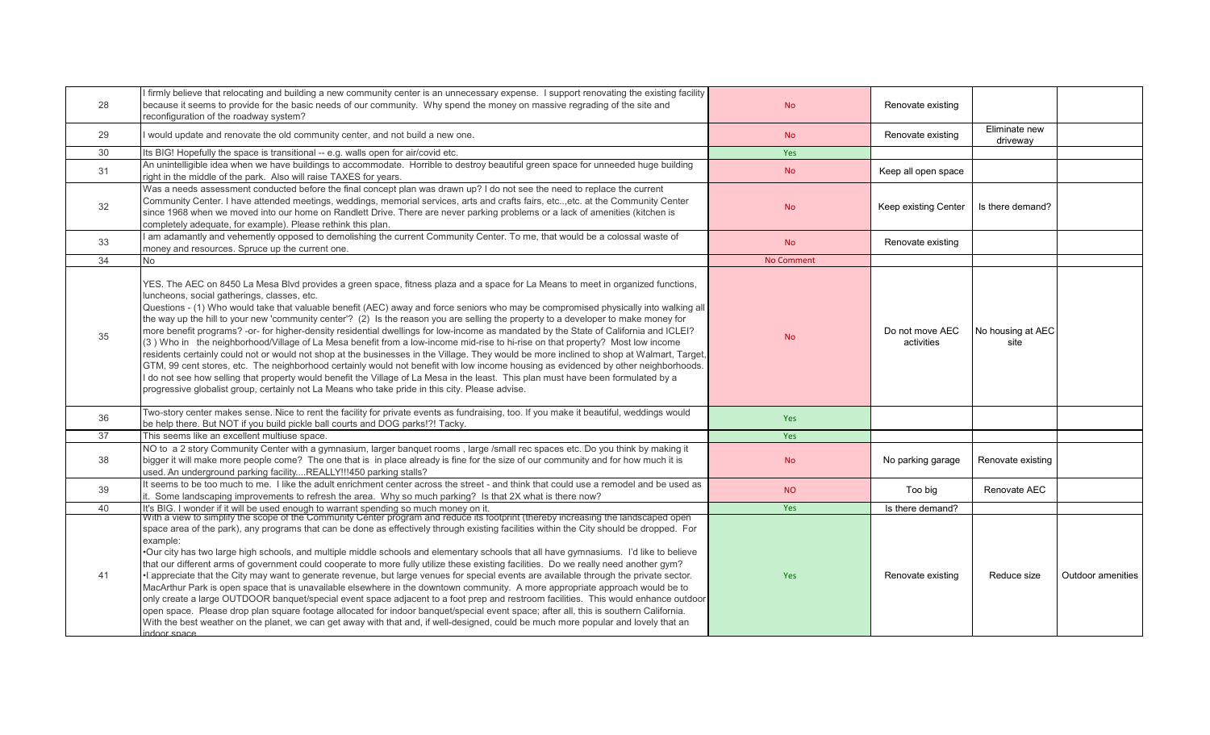| | | | | | |
|---|---|---|---|---|---|
| 28 | I firmly believe that relocating and building a new community center is an unnecessary expense. I support renovating the existing facility because it seems to provide for the basic needs of our community. Why spend the money on massive regrading of the site and reconfiguration of the roadway system? | No | Renovate existing | | |
| 29 | I would update and renovate the old community center, and not build a new one. | No | Renovate existing | Eliminate new driveway | |
| 30 | Its BIG! Hopefully the space is transitional -- e.g. walls open for air/covid etc. | Yes | | | |
| 31 | An unintelligible idea when we have buildings to accommodate. Horrible to destroy beautiful green space for unneeded huge building right in the middle of the park. Also will raise TAXES for years. | No | Keep all open space | | |
| 32 | Was a needs assessment conducted before the final concept plan was drawn up? I do not see the need to replace the current Community Center. I have attended meetings, weddings, memorial services, arts and crafts fairs, etc..,etc. at the Community Center since 1968 when we moved into our home on Randlett Drive. There are never parking problems or a lack of amenities (kitchen is completely adequate, for example). Please rethink this plan. | No | Keep existing Center | Is there demand? | |
| 33 | I am adamantly and vehemently opposed to demolishing the current Community Center. To me, that would be a colossal waste of money and resources. Spruce up the current one. | No | Renovate existing | | |
| 34 | No | No Comment | | | |
| 35 | YES. The AEC on 8450 La Mesa Blvd provides a green space, fitness plaza and a space for La Means to meet in organized functions, luncheons, social gatherings, classes, etc.<br>Questions - (1) Who would take that valuable benefit (AEC) away and force seniors who may be compromised physically into walking all the way up the hill to your new 'community center'? (2) Is the reason you are selling the property to a developer to make money for more benefit programs? -or- for higher-density residential dwellings for low-income as mandated by the State of California and ICLEI? (3 ) Who in the neighborhood/Village of La Mesa benefit from a low-income mid-rise to hi-rise on that property? Most low income residents certainly could not or would not shop at the businesses in the Village. They would be more inclined to shop at Walmart, Target, GTM, 99 cent stores, etc. The neighborhood certainly would not benefit with low income housing as evidenced by other neighborhoods. I do not see how selling that property would benefit the Village of La Mesa in the least. This plan must have been formulated by a progressive globalist group, certainly not La Means who take pride in this city. Please advise. | No | Do not move AEC activities | No housing at AEC site | |
| 36 | Two-story center makes sense. Nice to rent the facility for private events as fundraising, too. If you make it beautiful, weddings would be help there. But NOT if you build pickle ball courts and DOG parks!?! Tacky. | Yes | | | |
| 37 | This seems like an excellent multiuse space. | Yes | | | |
| 38 | NO to a 2 story Community Center with a gymnasium, larger banquet rooms , large /small rec spaces etc. Do you think by making it bigger it will make more people come? The one that is in place already is fine for the size of our community and for how much it is used. An underground parking facility....REALLY!!!450 parking stalls? | No | No parking garage | Renovate existing | |
| 39 | It seems to be too much to me. I like the adult enrichment center across the street - and think that could use a remodel and be used as it. Some landscaping improvements to refresh the area. Why so much parking? Is that 2X what is there now? | NO | Too big | Renovate AEC | |
| 40 | It's BIG. I wonder if it will be used enough to warrant spending so much money on it. | Yes | Is there demand? | | |
| 41 | With a view to simplify the scope of the Community Center program and reduce its footprint (thereby increasing the landscaped open space area of the park), any programs that can be done as effectively through existing facilities within the City should be dropped. For example:<br>•Our city has two large high schools, and multiple middle schools and elementary schools that all have gymnasiums. I'd like to believe that our different arms of government could cooperate to more fully utilize these existing facilities. Do we really need another gym?<br>•I appreciate that the City may want to generate revenue, but large venues for special events are available through the private sector. MacArthur Park is open space that is unavailable elsewhere in the downtown community. A more appropriate approach would be to only create a large OUTDOOR banquet/special event space adjacent to a foot prep and restroom facilities. This would enhance outdoor open space. Please drop plan square footage allocated for indoor banquet/special event space; after all, this is southern California. With the best weather on the planet, we can get away with that and, if well-designed, could be much more popular and lovely that an indoor space | Yes | Renovate existing | Reduce size | Outdoor amenities |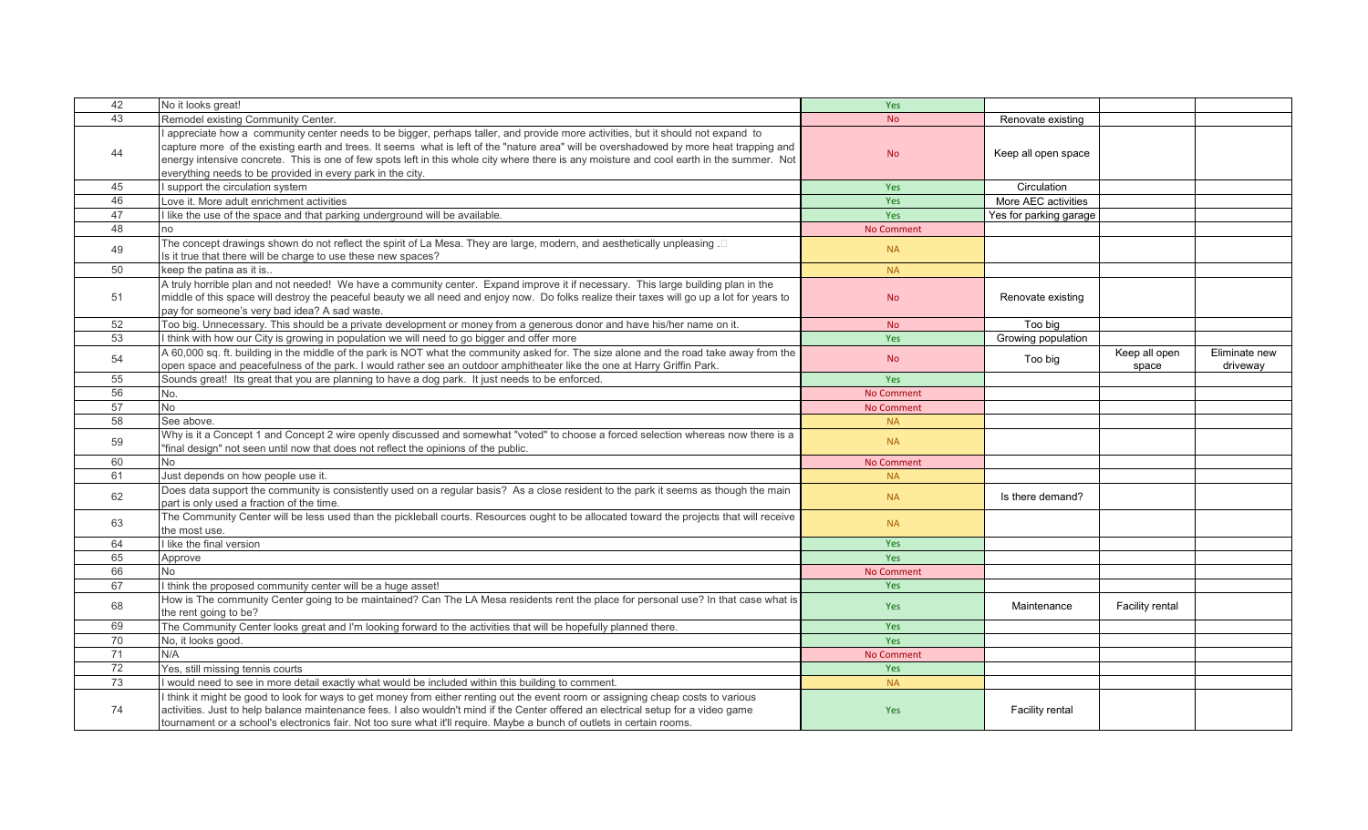| | | | | | |
|---|---|---|---|---|---|
| 42 | No it looks great! | Yes | | | |
| 43 | Remodel existing Community Center. | No | Renovate existing | | |
| 44 | I appreciate how a community center needs to be bigger, perhaps taller, and provide more activities, but it should not expand to capture more of the existing earth and trees. It seems what is left of the "nature area" will be overshadowed by more heat trapping and energy intensive concrete. This is one of few spots left in this whole city where there is any moisture and cool earth in the summer. Not everything needs to be provided in every park in the city. | No | Keep all open space | | |
| 45 | I support the circulation system | Yes | Circulation | | |
| 46 | Love it. More adult enrichment activities | Yes | More AEC activities | | |
| 47 | I like the use of the space and that parking underground will be available. | Yes | Yes for parking garage | | |
| 48 | no | No Comment | | | |
| 49 | The concept drawings shown do not reflect the spirit of La Mesa. They are large, modern, and aesthetically unpleasing .□ Is it true that there will be charge to use these new spaces? | NA | | | |
| 50 | keep the patina as it is.. | NA | | | |
| 51 | A truly horrible plan and not needed! We have a community center. Expand improve it if necessary. This large building plan in the middle of this space will destroy the peaceful beauty we all need and enjoy now. Do folks realize their taxes will go up a lot for years to pay for someone's very bad idea? A sad waste. | No | Renovate existing | | |
| 52 | Too big. Unnecessary. This should be a private development or money from a generous donor and have his/her name on it. | No | Too big | | |
| 53 | I think with how our City is growing in population we will need to go bigger and offer more | Yes | Growing population | | |
| 54 | A 60,000 sq. ft. building in the middle of the park is NOT what the community asked for. The size alone and the road take away from the open space and peacefulness of the park. I would rather see an outdoor amphitheater like the one at Harry Griffin Park. | No | Too big | Keep all open space | Eliminate new driveway |
| 55 | Sounds great! Its great that you are planning to have a dog park. It just needs to be enforced. | Yes | | | |
| 56 | No. | No Comment | | | |
| 57 | No | No Comment | | | |
| 58 | See above. | NA | | | |
| 59 | Why is it a Concept 1 and Concept 2 wire openly discussed and somewhat "voted" to choose a forced selection whereas now there is a "final design" not seen until now that does not reflect the opinions of the public. | NA | | | |
| 60 | No | No Comment | | | |
| 61 | Just depends on how people use it. | NA | | | |
| 62 | Does data support the community is consistently used on a regular basis? As a close resident to the park it seems as though the main part is only used a fraction of the time. | NA | Is there demand? | | |
| 63 | The Community Center will be less used than the pickleball courts. Resources ought to be allocated toward the projects that will receive the most use. | NA | | | |
| 64 | I like the final version | Yes | | | |
| 65 | Approve | Yes | | | |
| 66 | No | No Comment | | | |
| 67 | I think the proposed community center will be a huge asset! | Yes | | | |
| 68 | How is The community Center going to be maintained? Can The LA Mesa residents rent the place for personal use? In that case what is the rent going to be? | Yes | Maintenance | Facility rental | |
| 69 | The Community Center looks great and I'm looking forward to the activities that will be hopefully planned there. | Yes | | | |
| 70 | No, it looks good. | Yes | | | |
| 71 | N/A | No Comment | | | |
| 72 | Yes, still missing tennis courts | Yes | | | |
| 73 | I would need to see in more detail exactly what would be included within this building to comment. | NA | | | |
| 74 | I think it might be good to look for ways to get money from either renting out the event room or assigning cheap costs to various activities. Just to help balance maintenance fees. I also wouldn't mind if the Center offered an electrical setup for a video game tournament or a school's electronics fair. Not too sure what it'll require. Maybe a bunch of outlets in certain rooms. | Yes | Facility rental | | |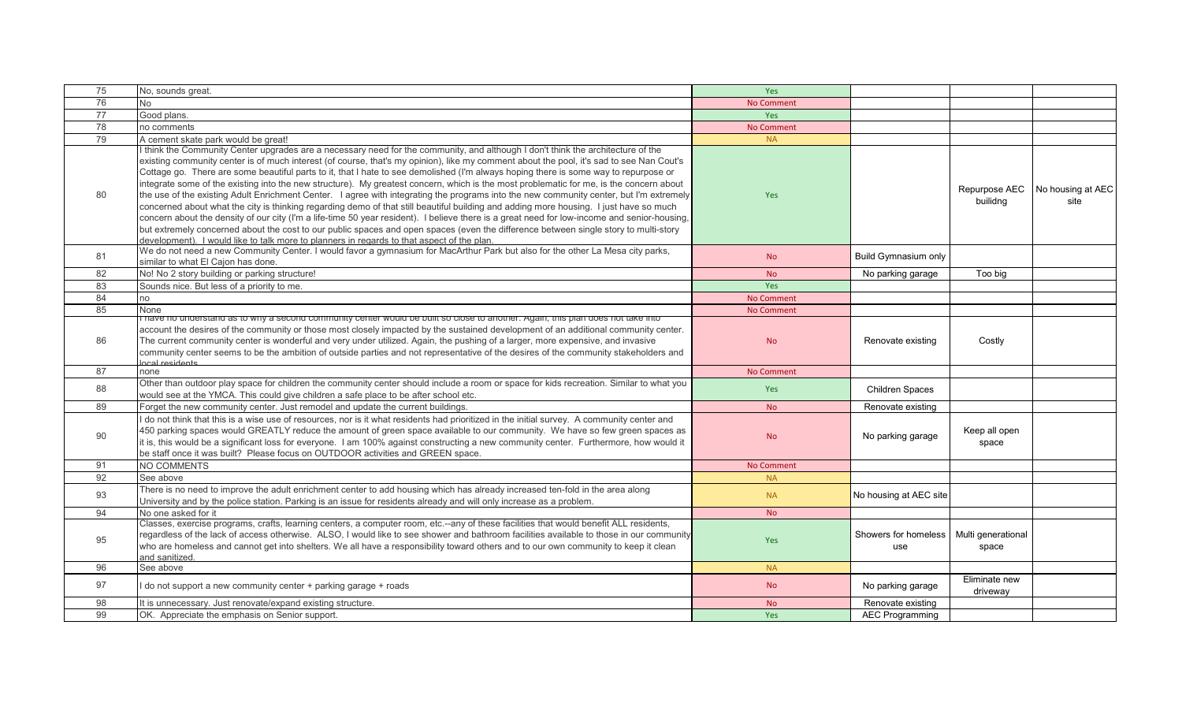| | | | | | |
|---|---|---|---|---|---|
| 75 | No, sounds great. | Yes | | | |
| 76 | No | No Comment | | | |
| 77 | Good plans. | Yes | | | |
| 78 | no comments | No Comment | | | |
| 79 | A cement skate park would be great! | NA | | | |
| 80 | I think the Community Center upgrades are a necessary need for the community, and although I don't think the architecture of the existing community center is of much interest (of course, that's my opinion), like my comment about the pool, it's sad to see Nan Cout's Cottage go. There are some beautiful parts to it, that I hate to see demolished (I'm always hoping there is some way to repurpose or integrate some of the existing into the new structure). My greatest concern, which is the most problematic for me, is the concern about the use of the existing Adult Enrichment Center. I agree with integrating the programs into the new community center, but I'm extremely concerned about what the city is thinking regarding demo of that still beautiful building and adding more housing. I just have so much concern about the density of our city (I'm a life-time 50 year resident). I believe there is a great need for low-income and senior-housing, but extremely concerned about the cost to our public spaces and open spaces (even the difference between single story to multi-story development). I would like to talk more to planners in regards to that aspect of the plan. | Yes | | Repurpose AEC builidng | No housing at AEC site |
| 81 | We do not need a new Community Center. I would favor a gymnasium for MacArthur Park but also for the other La Mesa city parks, similar to what El Cajon has done. | No | Build Gymnasium only | | |
| 82 | No! No 2 story building or parking structure! | No | No parking garage | Too big | |
| 83 | Sounds nice. But less of a priority to me. | Yes | | | |
| 84 | no | No Comment | | | |
| 85 | None | No Comment | | | |
| 86 | I have no understand as to why a second community center would be built so close to another. Again, this plan does not take into account the desires of the community or those most closely impacted by the sustained development of an additional community center. The current community center is wonderful and very under utilized. Again, the pushing of a larger, more expensive, and invasive community center seems to be the ambition of outside parties and not representative of the desires of the community stakeholders and local residents. | No | Renovate existing | Costly | |
| 87 | none | No Comment | | | |
| 88 | Other than outdoor play space for children the community center should include a room or space for kids recreation. Similar to what you would see at the YMCA. This could give children a safe place to be after school etc. | Yes | Children Spaces | | |
| 89 | Forget the new community center. Just remodel and update the current buildings. | No | Renovate existing | | |
| 90 | I do not think that this is a wise use of resources, nor is it what residents had prioritized in the initial survey. A community center and 450 parking spaces would GREATLY reduce the amount of green space available to our community. We have so few green spaces as it is, this would be a significant loss for everyone. I am 100% against constructing a new community center. Furthermore, how would it be staff once it was built? Please focus on OUTDOOR activities and GREEN space. | No | No parking garage | Keep all open space | |
| 91 | NO COMMENTS | No Comment | | | |
| 92 | See above | NA | | | |
| 93 | There is no need to improve the adult enrichment center to add housing which has already increased ten-fold in the area along University and by the police station. Parking is an issue for residents already and will only increase as a problem. | NA | No housing at AEC site | | |
| 94 | No one asked for it | No | | | |
| 95 | Classes, exercise programs, crafts, learning centers, a computer room, etc.--any of these facilities that would benefit ALL residents, regardless of the lack of access otherwise. ALSO, I would like to see shower and bathroom facilities available to those in our community who are homeless and cannot get into shelters. We all have a responsibility toward others and to our own community to keep it clean and sanitized. | Yes | Showers for homeless use | Multi generational space | |
| 96 | See above | NA | | | |
| 97 | I do not support a new community center + parking garage + roads | No | No parking garage | Eliminate new driveway | |
| 98 | It is unnecessary. Just renovate/expand existing structure. | No | Renovate existing | | |
| 99 | OK. Appreciate the emphasis on Senior support. | Yes | AEC Programming | | |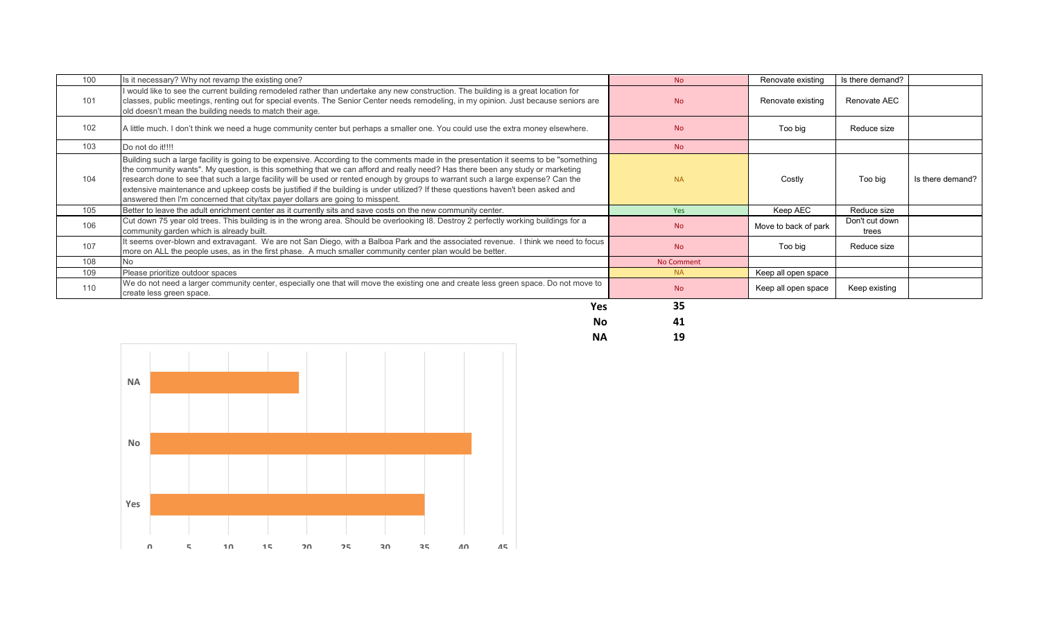| | | | | | |
|---|---|---|---|---|---|
| 100 | Is it necessary? Why not revamp the existing one? | No | Renovate existing | Is there demand? | |
| 101 | I would like to see the current building remodeled rather than undertake any new construction. The building is a great location for classes, public meetings, renting out for special events. The Senior Center needs remodeling, in my opinion. Just because seniors are old doesn't mean the building needs to match their age. | No | Renovate existing | Renovate AEC | |
| 102 | A little much. I don't think we need a huge community center but perhaps a smaller one. You could use the extra money elsewhere. | No | Too big | Reduce size | |
| 103 | Do not do it!!!! | No | | | |
| 104 | Building such a large facility is going to be expensive. According to the comments made in the presentation it seems to be "something the community wants". My question, is this something that we can afford and really need? Has there been any study or marketing research done to see that such a large facility will be used or rented enough by groups to warrant such a large expense? Can the extensive maintenance and upkeep costs be justified if the building is under utilized? If these questions haven't been asked and answered then I'm concerned that city/tax payer dollars are going to misspent. | NA | Costly | Too big | Is there demand? |
| 105 | Better to leave the adult enrichment center as it currently sits and save costs on the new community center. | Yes | Keep AEC | Reduce size | |
| 106 | Cut down 75 year old trees. This building is in the wrong area. Should be overlooking I8. Destroy 2 perfectly working buildings for a community garden which is already built. | No | Move to back of park | Don't cut down trees | |
| 107 | It seems over-blown and extravagant. We are not San Diego, with a Balboa Park and the associated revenue. I think we need to focus more on ALL the people uses, as in the first phase. A much smaller community center plan would be better. | No | Too big | Reduce size | |
| 108 | No | No Comment | | | |
| 109 | Please prioritize outdoor spaces | NA | Keep all open space | | |
| 110 | We do not need a larger community center, especially one that will move the existing one and create less green space. Do not move to create less green space. | No | Keep all open space | Keep existing | |

| | |
|---|---|
| **Yes** | **35** |
| **No** | **41** |
| **NA** | **19** |

| | Count |
|---|---|
| NA | 19 |
| No | 41 |
| Yes | 35 |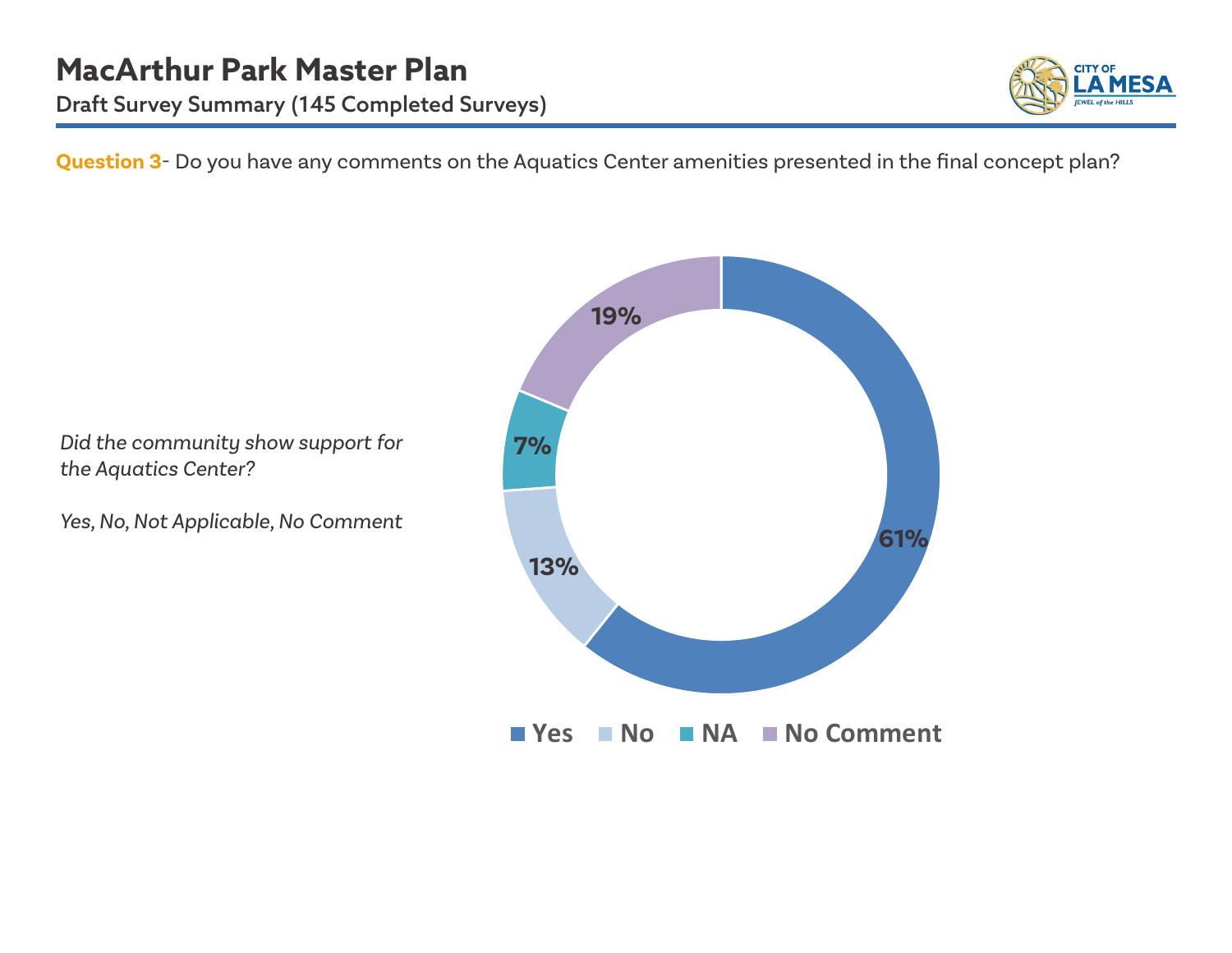# MacArthur Park Master Plan

## Draft Survey Summary (145 Completed Surveys)

**Question 3**- Do you have any comments on the Aquatics Center amenities presented in the final concept plan?

*Did the community show support for the Aquatics Center?*

*Yes, No, Not Applicable, No Comment*

| Response | Percentage |
| --- | --- |
| Yes | 61% |
| No | 13% |
| NA | 7% |
| No Comment | 19% |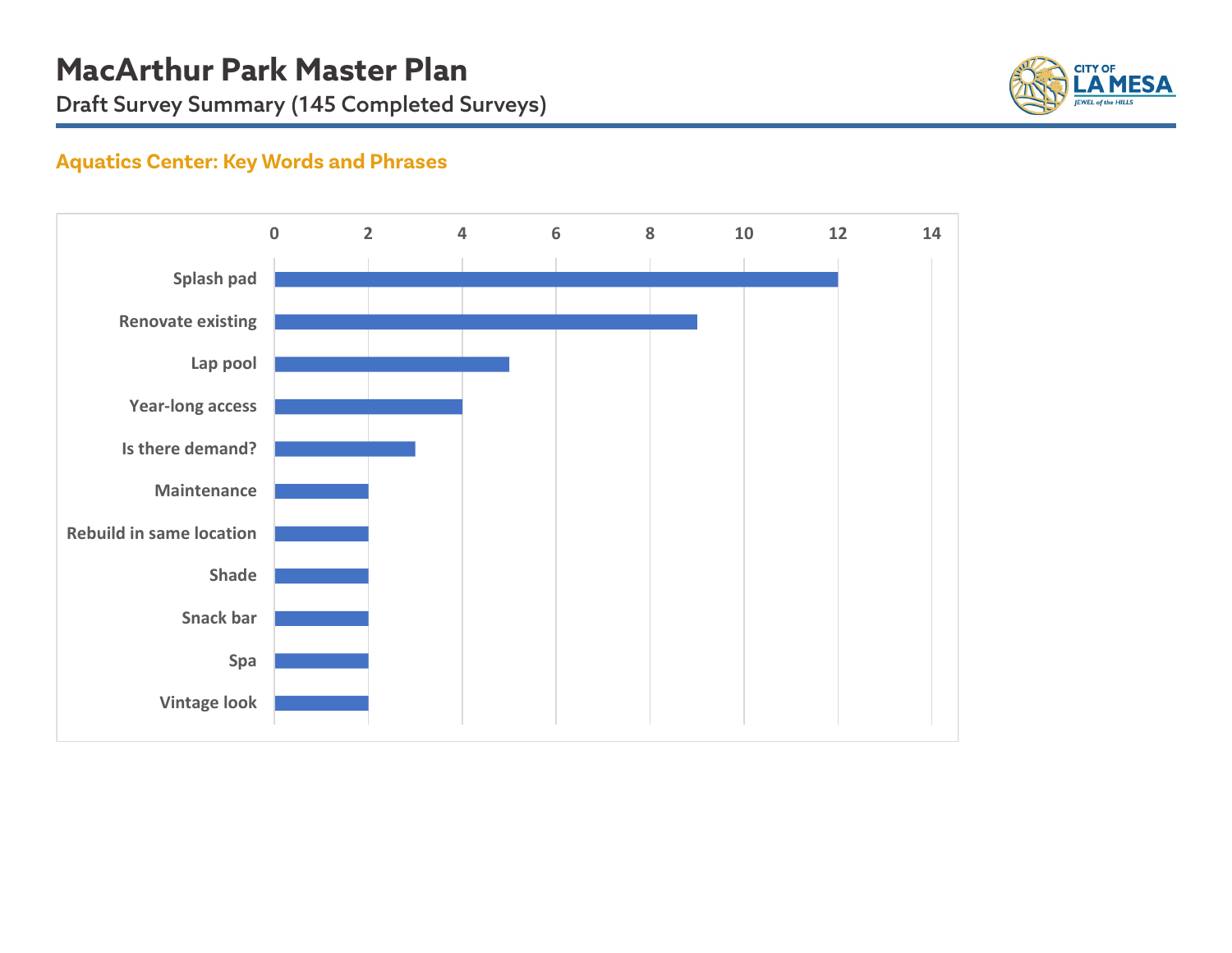# MacArthur Park Master Plan

Draft Survey Summary (145 Completed Surveys)

## Aquatics Center: Key Words and Phrases

| Key Word/Phrase | Count |
| --- | --- |
| Splash pad | 12 |
| Renovate existing | 9 |
| Lap pool | 5 |
| Year-long access | 4 |
| Is there demand? | 3 |
| Maintenance | 2 |
| Rebuild in same location | 2 |
| Shade | 2 |
| Snack bar | 2 |
| Spa | 2 |
| Vintage look | 2 |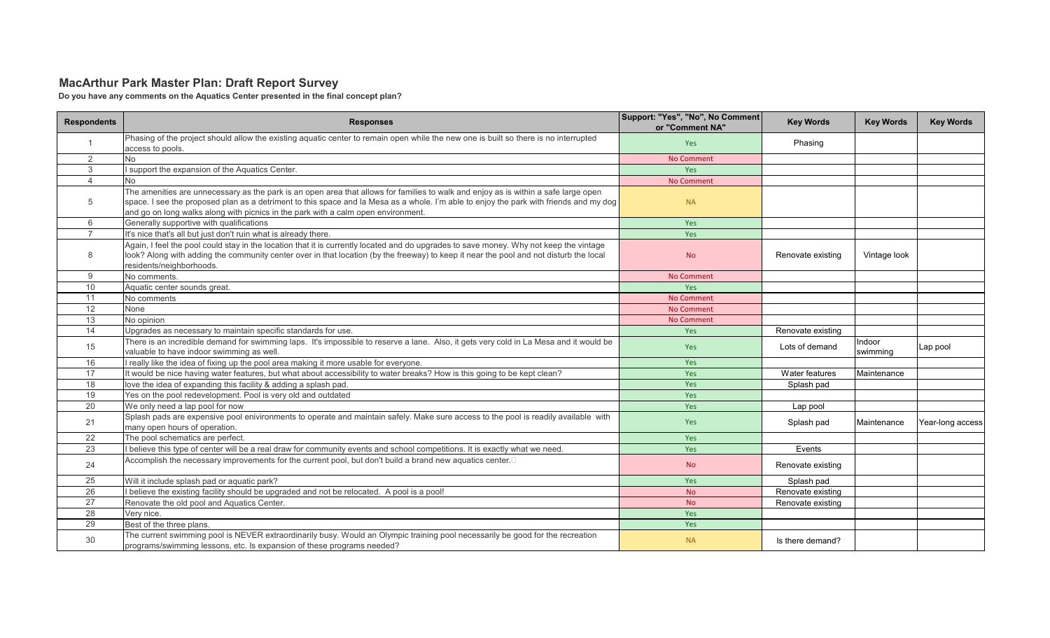## MacArthur Park Master Plan: Draft Report Survey

**Do you have any comments on the Aquatics Center presented in the final concept plan?**

| Respondents | Responses | Support: "Yes", "No", No Comment or "Comment NA" | Key Words | Key Words | Key Words |
|---|---|---|---|---|---|
| 1 | Phasing of the project should allow the existing aquatic center to remain open while the new one is built so there is no interrupted access to pools. | Yes | Phasing | | |
| 2 | No | No Comment | | | |
| 3 | I support the expansion of the Aquatics Center. | Yes | | | |
| 4 | No | No Comment | | | |
| 5 | The amenities are unnecessary as the park is an open area that allows for families to walk and enjoy as is within a safe large open space. I see the proposed plan as a detriment to this space and la Mesa as a whole. I'm able to enjoy the park with friends and my dog and go on long walks along with picnics in the park with a calm open environment. | NA | | | |
| 6 | Generally supportive with qualifications | Yes | | | |
| 7 | It's nice that's all but just don't ruin what is already there. | Yes | | | |
| 8 | Again, I feel the pool could stay in the location that it is currently located and do upgrades to save money. Why not keep the vintage look? Along with adding the community center over in that location (by the freeway) to keep it near the pool and not disturb the local residents/neighborhoods. | No | Renovate existing | Vintage look | |
| 9 | No comments. | No Comment | | | |
| 10 | Aquatic center sounds great. | Yes | | | |
| 11 | No comments | No Comment | | | |
| 12 | None | No Comment | | | |
| 13 | No opinion | No Comment | | | |
| 14 | Upgrades as necessary to maintain specific standards for use. | Yes | Renovate existing | | |
| 15 | There is an incredible demand for swimming laps. It's impossible to reserve a lane. Also, it gets very cold in La Mesa and it would be valuable to have indoor swimming as well. | Yes | Lots of demand | Indoor swimming | Lap pool |
| 16 | I really like the idea of fixing up the pool area making it more usable for everyone. | Yes | | | |
| 17 | It would be nice having water features, but what about accessibility to water breaks? How is this going to be kept clean? | Yes | Water features | Maintenance | |
| 18 | love the idea of expanding this facility & adding a splash pad. | Yes | Splash pad | | |
| 19 | Yes on the pool redevelopment. Pool is very old and outdated | Yes | | | |
| 20 | We only need a lap pool for now | Yes | Lap pool | | |
| 21 | Splash pads are expensive pool enivironments to operate and maintain safely. Make sure access to the pool is readily available with many open hours of operation. | Yes | Splash pad | Maintenance | Year-long access |
| 22 | The pool schematics are perfect. | Yes | | | |
| 23 | I believe this type of center will be a real draw for community events and school competitions. It is exactly what we need. | Yes | Events | | |
| 24 | Accomplish the necessary improvements for the current pool, but don't build a brand new aquatics center. | No | Renovate existing | | |
| 25 | Will it include splash pad or aquatic park? | Yes | Splash pad | | |
| 26 | I believe the existing facility should be upgraded and not be relocated. A pool is a pool! | No | Renovate existing | | |
| 27 | Renovate the old pool and Aquatics Center. | No | Renovate existing | | |
| 28 | Very nice. | Yes | | | |
| 29 | Best of the three plans. | Yes | | | |
| 30 | The current swimming pool is NEVER extraordinarily busy. Would an Olympic training pool necessarily be good for the recreation programs/swimming lessons, etc. Is expansion of these programs needed? | NA | Is there demand? | | |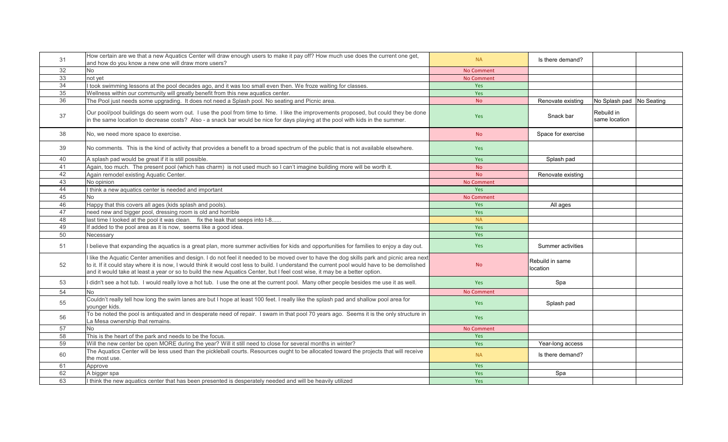| | | | | | |
|---|---|---|---|---|---|
| 31 | How certain are we that a new Aquatics Center will draw enough users to make it pay off? How much use does the current one get, and how do you know a new one will draw more users? | NA | Is there demand? | | |
| 32 | No | No Comment | | | |
| 33 | not yet | No Comment | | | |
| 34 | I took swimming lessons at the pool decades ago, and it was too small even then. We froze waiting for classes. | Yes | | | |
| 35 | Wellness within our community will greatly benefit from this new aquatics center. | Yes | | | |
| 36 | The Pool just needs some upgrading. It does not need a Splash pool. No seating and Picnic area. | No | Renovate existing | No Splash pad | No Seating |
| 37 | Our pool/pool buildings do seem worn out. I use the pool from time to time. I like the improvements proposed, but could they be done in the same location to decrease costs? Also - a snack bar would be nice for days playing at the pool with kids in the summer. | Yes | Snack bar | Rebuild in same location | |
| 38 | No, we need more space to exercise. | No | Space for exercise | | |
| 39 | No comments. This is the kind of activity that provides a benefit to a broad spectrum of the public that is not available elsewhere. | Yes | | | |
| 40 | A splash pad would be great if it is still possible. | Yes | Splash pad | | |
| 41 | Again, too much. The present pool (which has charm) is not used much so I can't imagine building more will be worth it. | No | | | |
| 42 | Again remodel existing Aquatic Center. | No | Renovate existing | | |
| 43 | No opinion | No Comment | | | |
| 44 | I think a new aquatics center is needed and important | Yes | | | |
| 45 | No | No Comment | | | |
| 46 | Happy that this covers all ages (kids splash and pools). | Yes | All ages | | |
| 47 | need new and bigger pool, dressing room is old and horrible | Yes | | | |
| 48 | last time I looked at the pool it was clean. fix the leak that seeps into I-8...... | NA | | | |
| 49 | If added to the pool area as it is now, seems like a good idea. | Yes | | | |
| 50 | Necessary | Yes | | | |
| 51 | I believe that expanding the aquatics is a great plan, more summer activities for kids and opportunities for families to enjoy a day out. | Yes | Summer activities | | |
| 52 | I like the Aquatic Center amenities and design. I do not feel it needed to be moved over to have the dog skills park and picnic area next to it. If it could stay where it is now, I would think it would cost less to build. I understand the current pool would have to be demolished and it would take at least a year or so to build the new Aquatics Center, but I feel cost wise, it may be a better option. | No | Rebuild in same location | | |
| 53 | I didn't see a hot tub. I would really love a hot tub. I use the one at the current pool. Many other people besides me use it as well. | Yes | Spa | | |
| 54 | No | No Comment | | | |
| 55 | Couldn't really tell how long the swim lanes are but I hope at least 100 feet. I really like the splash pad and shallow pool area for younger kids. | Yes | Splash pad | | |
| 56 | To be noted the pool is antiquated and in desperate need of repair. I swam in that pool 70 years ago. Seems it is the only structure in La Mesa ownership that remains. | Yes | | | |
| 57 | No | No Comment | | | |
| 58 | This is the heart of the park and needs to be the focus. | Yes | | | |
| 59 | Will the new center be open MORE during the year? Will it still need to close for several months in winter? | Yes | Year-long access | | |
| 60 | The Aquatics Center will be less used than the pickleball courts. Resources ought to be allocated toward the projects that will receive the most use. | NA | Is there demand? | | |
| 61 | Approve | Yes | | | |
| 62 | A bigger spa | Yes | Spa | | |
| 63 | I think the new aquatics center that has been presented is desperately needed and will be heavily utilized | Yes | | | |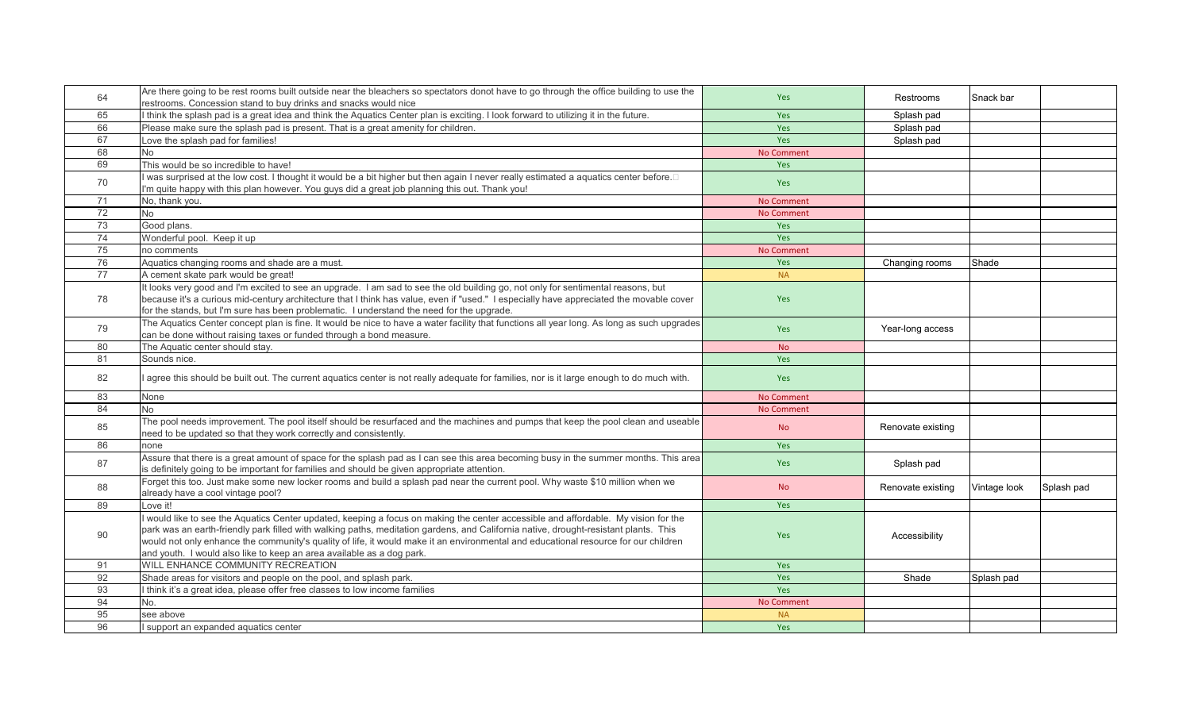| | | | | | |
|---|---|---|---|---|---|
| 64 | Are there going to be rest rooms built outside near the bleachers so spectators donot have to go through the office building to use the restrooms. Concession stand to buy drinks and snacks would nice | Yes | Restrooms | Snack bar | |
| 65 | I think the splash pad is a great idea and think the Aquatics Center plan is exciting. I look forward to utilizing it in the future. | Yes | Splash pad | | |
| 66 | Please make sure the splash pad is present. That is a great amenity for children. | Yes | Splash pad | | |
| 67 | Love the splash pad for families! | Yes | Splash pad | | |
| 68 | No | No Comment | | | |
| 69 | This would be so incredible to have! | Yes | | | |
| 70 | I was surprised at the low cost. I thought it would be a bit higher but then again I never really estimated a aquatics center before. I'm quite happy with this plan however. You guys did a great job planning this out. Thank you! | Yes | | | |
| 71 | No, thank you. | No Comment | | | |
| 72 | No | No Comment | | | |
| 73 | Good plans. | Yes | | | |
| 74 | Wonderful pool. Keep it up | Yes | | | |
| 75 | no comments | No Comment | | | |
| 76 | Aquatics changing rooms and shade are a must. | Yes | Changing rooms | Shade | |
| 77 | A cement skate park would be great! | NA | | | |
| 78 | It looks very good and I'm excited to see an upgrade. I am sad to see the old building go, not only for sentimental reasons, but because it's a curious mid-century architecture that I think has value, even if "used." I especially have appreciated the movable cover for the stands, but I'm sure has been problematic. I understand the need for the upgrade. | Yes | | | |
| 79 | The Aquatics Center concept plan is fine. It would be nice to have a water facility that functions all year long. As long as such upgrades can be done without raising taxes or funded through a bond measure. | Yes | Year-long access | | |
| 80 | The Aquatic center should stay. | No | | | |
| 81 | Sounds nice. | Yes | | | |
| 82 | I agree this should be built out. The current aquatics center is not really adequate for families, nor is it large enough to do much with. | Yes | | | |
| 83 | None | No Comment | | | |
| 84 | No | No Comment | | | |
| 85 | The pool needs improvement. The pool itself should be resurfaced and the machines and pumps that keep the pool clean and useable need to be updated so that they work correctly and consistently. | No | Renovate existing | | |
| 86 | none | Yes | | | |
| 87 | Assure that there is a great amount of space for the splash pad as I can see this area becoming busy in the summer months. This area is definitely going to be important for families and should be given appropriate attention. | Yes | Splash pad | | |
| 88 | Forget this too. Just make some new locker rooms and build a splash pad near the current pool. Why waste $10 million when we already have a cool vintage pool? | No | Renovate existing | Vintage look | Splash pad |
| 89 | Love it! | Yes | | | |
| 90 | I would like to see the Aquatics Center updated, keeping a focus on making the center accessible and affordable. My vision for the park was an earth-friendly park filled with walking paths, meditation gardens, and California native, drought-resistant plants. This would not only enhance the community's quality of life, it would make it an environmental and educational resource for our children and youth. I would also like to keep an area available as a dog park. | Yes | Accessibility | | |
| 91 | WILL ENHANCE COMMUNITY RECREATION | Yes | | | |
| 92 | Shade areas for visitors and people on the pool, and splash park. | Yes | Shade | Splash pad | |
| 93 | I think it's a great idea, please offer free classes to low income families | Yes | | | |
| 94 | No. | No Comment | | | |
| 95 | see above | NA | | | |
| 96 | I support an expanded aquatics center | Yes | | | |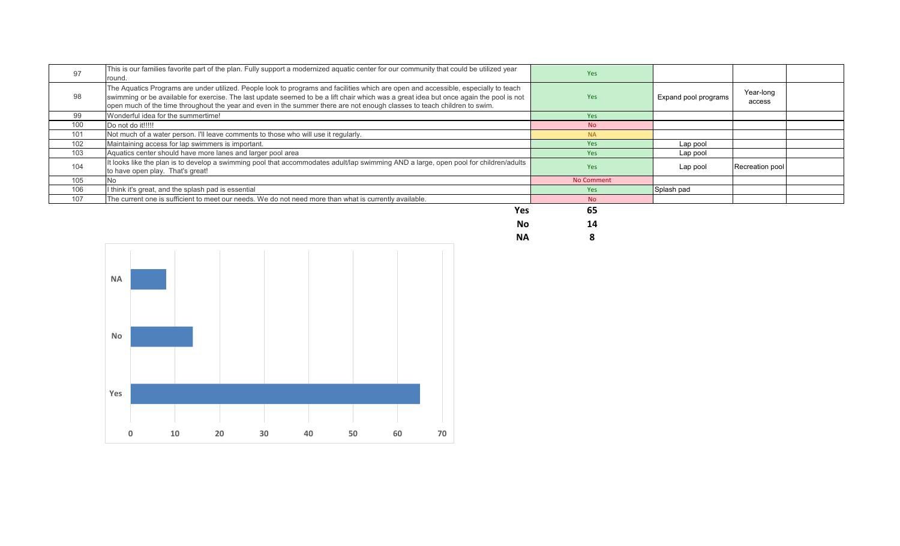| | | | | | |
|---|---|---|---|---|---|
| 97 | This is our families favorite part of the plan. Fully support a modernized aquatic center for our community that could be utilized year round. | Yes | | | |
| 98 | The Aquatics Programs are under utilized. People look to programs and facilities which are open and accessible, especially to teach swimming or be available for exercise. The last update seemed to be a lift chair which was a great idea but once again the pool is not open much of the time throughout the year and even in the summer there are not enough classes to teach children to swim. | Yes | Expand pool programs | Year-long access | |
| 99 | Wonderful idea for the summertime! | Yes | | | |
| 100 | Do not do it!!!!! | No | | | |
| 101 | Not much of a water person. I'll leave comments to those who will use it regularly. | NA | | | |
| 102 | Maintaining access for lap swimmers is important. | Yes | Lap pool | | |
| 103 | Aquatics center should have more lanes and larger pool area | Yes | Lap pool | | |
| 104 | It looks like the plan is to develop a swimming pool that accommodates adult/lap swimming AND a large, open pool for children/adults to have open play. That's great! | Yes | Lap pool | Recreation pool | |
| 105 | No | No Comment | | | |
| 106 | I think it's great, and the splash pad is essential | Yes | Splash pad | | |
| 107 | The current one is sufficient to meet our needs. We do not need more than what is currently available. | No | | | |

| | |
|---|---|
| Yes | 65 |
| No | 14 |
| NA | 8 |

NA

No

Yes

0 10 20 30 40 50 60 70